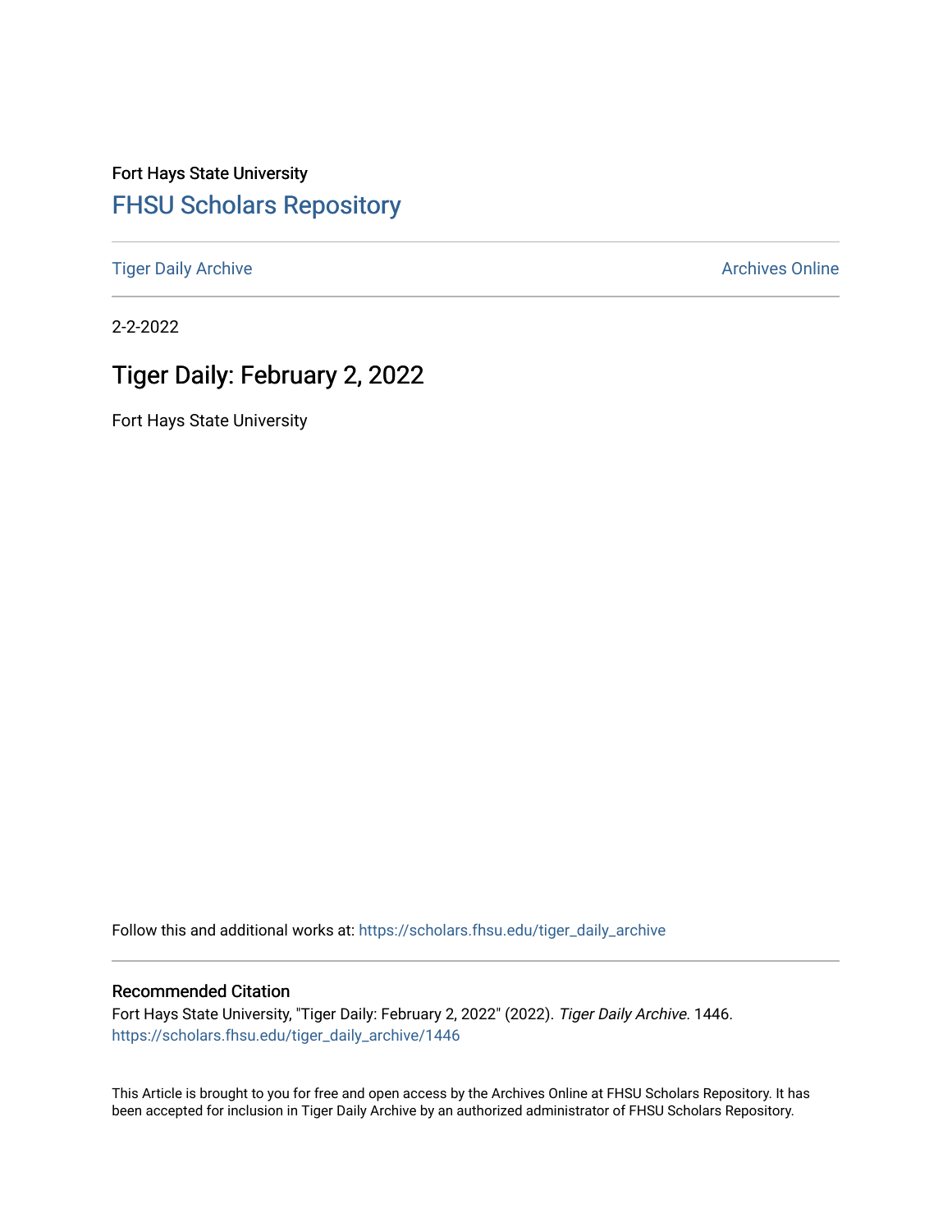Fort Hays State University

# FHSU Scholars Repository

Tiger Daily Archive

Archives Online

2-2-2022

## Tiger Daily: February 2, 2022

Fort Hays State University

Follow this and additional works at: https://scholars.fhsu.edu/tiger_daily_archive

### Recommended Citation

Fort Hays State University, "Tiger Daily: February 2, 2022" (2022). *Tiger Daily Archive*. 1446.
https://scholars.fhsu.edu/tiger_daily_archive/1446

This Article is brought to you for free and open access by the Archives Online at FHSU Scholars Repository. It has been accepted for inclusion in Tiger Daily Archive by an authorized administrator of FHSU Scholars Repository.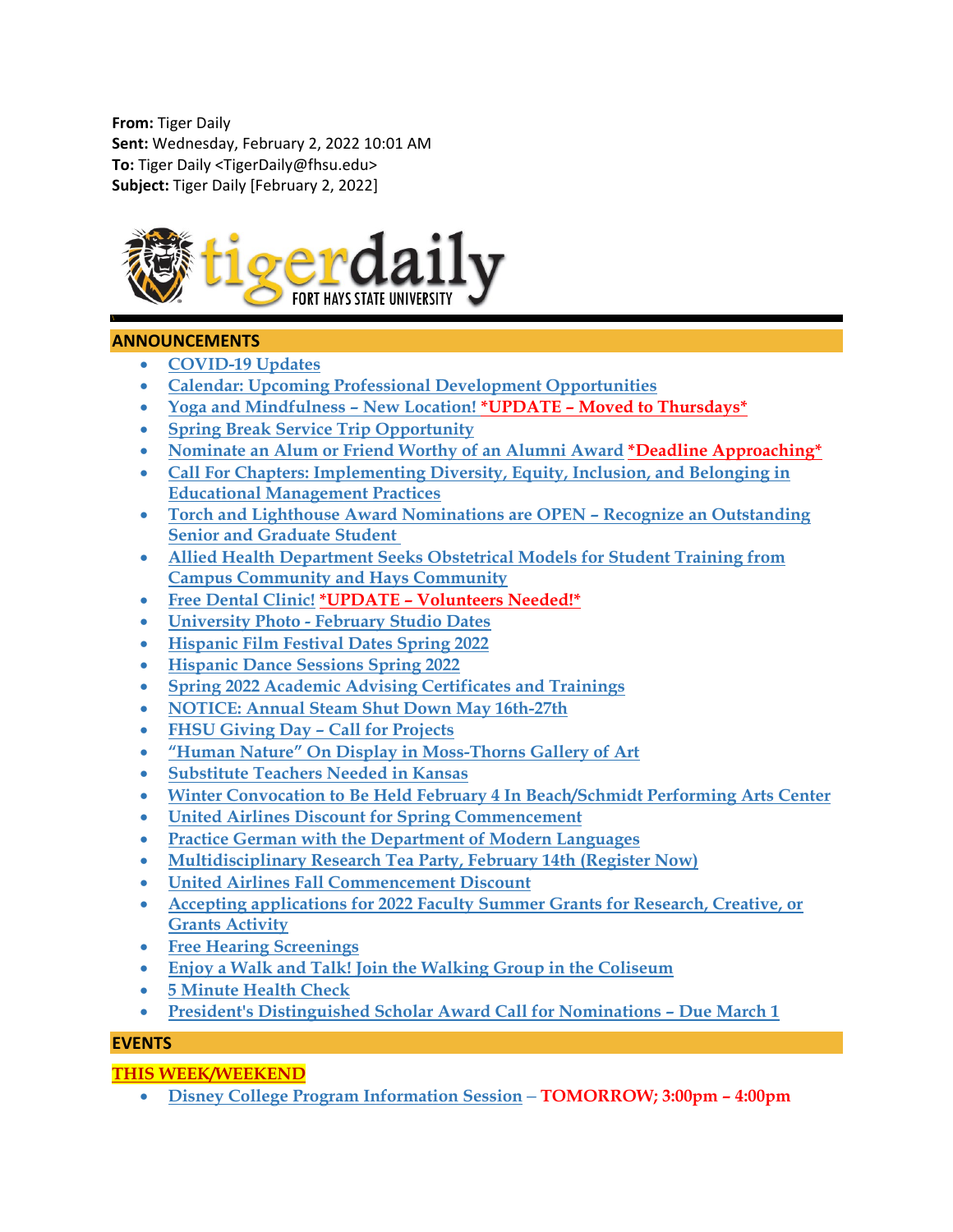**From:** Tiger Daily
**Sent:** Wednesday, February 2, 2022 10:01 AM
**To:** Tiger Daily <TigerDaily@fhsu.edu>
**Subject:** Tiger Daily [February 2, 2022]

tigerdaily FORT HAYS STATE UNIVERSITY

## ANNOUNCEMENTS

- COVID-19 Updates
- Calendar: Upcoming Professional Development Opportunities
- Yoga and Mindfulness – New Location! *UPDATE – Moved to Thursdays*
- Spring Break Service Trip Opportunity
- Nominate an Alum or Friend Worthy of an Alumni Award *Deadline Approaching*
- Call For Chapters: Implementing Diversity, Equity, Inclusion, and Belonging in Educational Management Practices
- Torch and Lighthouse Award Nominations are OPEN – Recognize an Outstanding Senior and Graduate Student
- Allied Health Department Seeks Obstetrical Models for Student Training from Campus Community and Hays Community
- Free Dental Clinic! *UPDATE – Volunteers Needed!*
- University Photo - February Studio Dates
- Hispanic Film Festival Dates Spring 2022
- Hispanic Dance Sessions Spring 2022
- Spring 2022 Academic Advising Certificates and Trainings
- NOTICE: Annual Steam Shut Down May 16th-27th
- FHSU Giving Day – Call for Projects
- "Human Nature" On Display in Moss-Thorns Gallery of Art
- Substitute Teachers Needed in Kansas
- Winter Convocation to Be Held February 4 In Beach/Schmidt Performing Arts Center
- United Airlines Discount for Spring Commencement
- Practice German with the Department of Modern Languages
- Multidisciplinary Research Tea Party, February 14th (Register Now)
- United Airlines Fall Commencement Discount
- Accepting applications for 2022 Faculty Summer Grants for Research, Creative, or Grants Activity
- Free Hearing Screenings
- Enjoy a Walk and Talk! Join the Walking Group in the Coliseum
- 5 Minute Health Check
- President's Distinguished Scholar Award Call for Nominations – Due March 1

## EVENTS

### THIS WEEK/WEEKEND

- Disney College Program Information Session – **TOMORROW; 3:00pm – 4:00pm**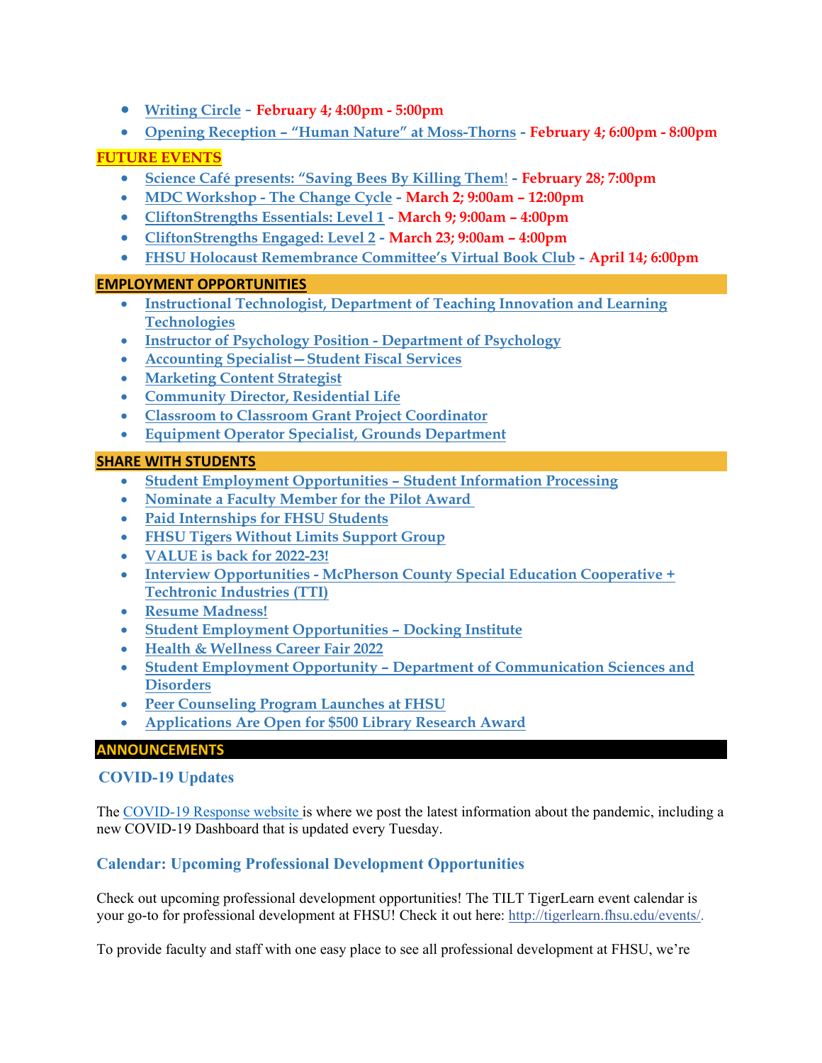- Writing Circle - **February 4; 4:00pm - 5:00pm**
- Opening Reception – "Human Nature" at Moss-Thorns - **February 4; 6:00pm - 8:00pm**

**FUTURE EVENTS**

- Science Café presents: "Saving Bees By Killing Them! - **February 28; 7:00pm**
- MDC Workshop - The Change Cycle - **March 2; 9:00am – 12:00pm**
- CliftonStrengths Essentials: Level 1 - **March 9; 9:00am – 4:00pm**
- CliftonStrengths Engaged: Level 2 - **March 23; 9:00am – 4:00pm**
- FHSU Holocaust Remembrance Committee's Virtual Book Club - **April 14; 6:00pm**

## EMPLOYMENT OPPORTUNITIES

- Instructional Technologist, Department of Teaching Innovation and Learning Technologies
- Instructor of Psychology Position - Department of Psychology
- Accounting Specialist—Student Fiscal Services
- Marketing Content Strategist
- Community Director, Residential Life
- Classroom to Classroom Grant Project Coordinator
- Equipment Operator Specialist, Grounds Department

## SHARE WITH STUDENTS

- Student Employment Opportunities – Student Information Processing
- Nominate a Faculty Member for the Pilot Award
- Paid Internships for FHSU Students
- FHSU Tigers Without Limits Support Group
- VALUE is back for 2022-23!
- Interview Opportunities - McPherson County Special Education Cooperative + Techtronic Industries (TTI)
- Resume Madness!
- Student Employment Opportunities – Docking Institute
- Health & Wellness Career Fair 2022
- Student Employment Opportunity – Department of Communication Sciences and Disorders
- Peer Counseling Program Launches at FHSU
- Applications Are Open for $500 Library Research Award

## ANNOUNCEMENTS

### COVID-19 Updates

The COVID-19 Response website is where we post the latest information about the pandemic, including a new COVID-19 Dashboard that is updated every Tuesday.

### Calendar: Upcoming Professional Development Opportunities

Check out upcoming professional development opportunities! The TILT TigerLearn event calendar is your go-to for professional development at FHSU! Check it out here: http://tigerlearn.fhsu.edu/events/.

To provide faculty and staff with one easy place to see all professional development at FHSU, we're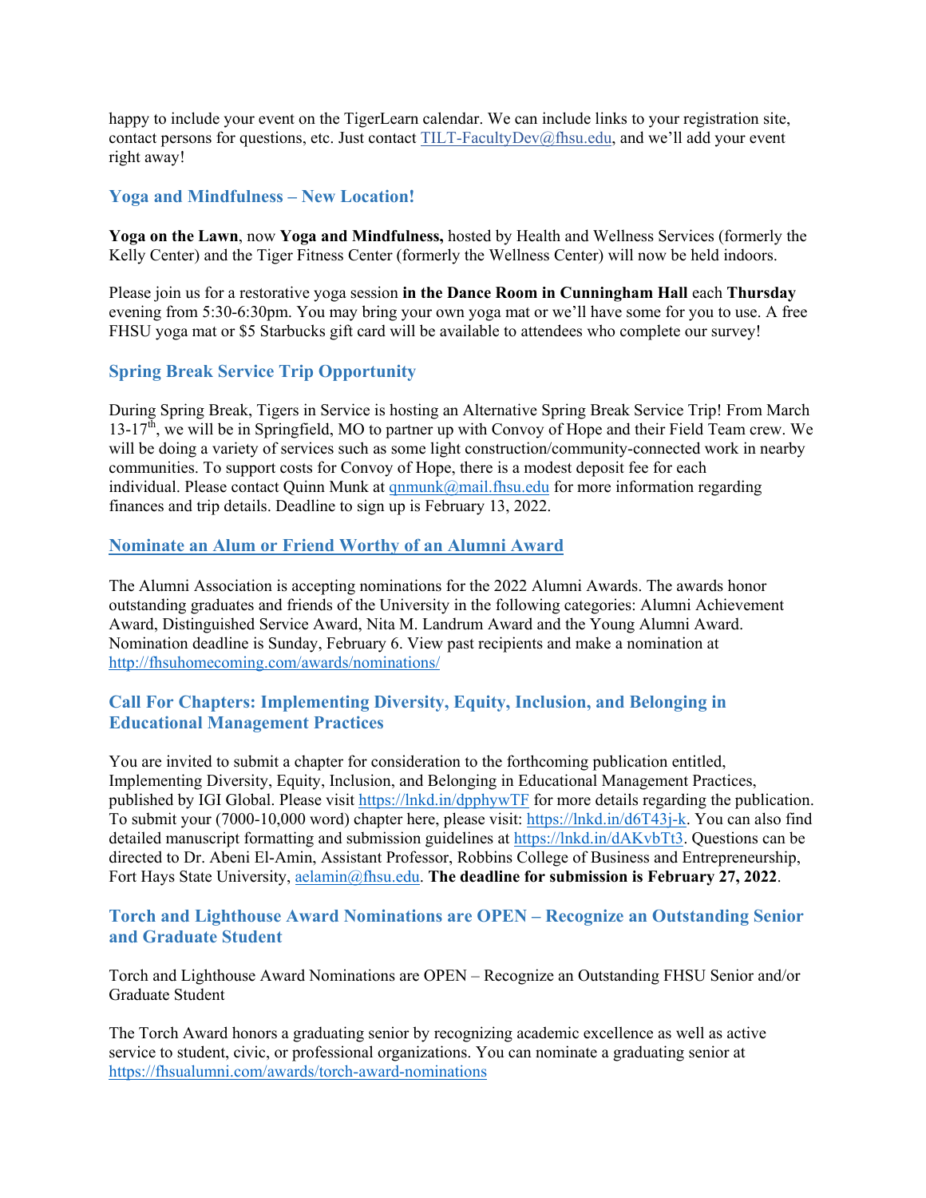happy to include your event on the TigerLearn calendar. We can include links to your registration site, contact persons for questions, etc. Just contact [TILT-FacultyDev@fhsu.edu](mailto:TILT-FacultyDev@fhsu.edu), and we'll add your event right away!

### Yoga and Mindfulness – New Location!

**Yoga on the Lawn**, now **Yoga and Mindfulness,** hosted by Health and Wellness Services (formerly the Kelly Center) and the Tiger Fitness Center (formerly the Wellness Center) will now be held indoors.

Please join us for a restorative yoga session **in the Dance Room in Cunningham Hall** each **Thursday** evening from 5:30-6:30pm. You may bring your own yoga mat or we'll have some for you to use. A free FHSU yoga mat or $5 Starbucks gift card will be available to attendees who complete our survey!

### Spring Break Service Trip Opportunity

During Spring Break, Tigers in Service is hosting an Alternative Spring Break Service Trip! From March 13-17th, we will be in Springfield, MO to partner up with Convoy of Hope and their Field Team crew. We will be doing a variety of services such as some light construction/community-connected work in nearby communities. To support costs for Convoy of Hope, there is a modest deposit fee for each individual. Please contact Quinn Munk at [qnmunk@mail.fhsu.edu](mailto:qnmunk@mail.fhsu.edu) for more information regarding finances and trip details. Deadline to sign up is February 13, 2022.

### Nominate an Alum or Friend Worthy of an Alumni Award

The Alumni Association is accepting nominations for the 2022 Alumni Awards. The awards honor outstanding graduates and friends of the University in the following categories: Alumni Achievement Award, Distinguished Service Award, Nita M. Landrum Award and the Young Alumni Award. Nomination deadline is Sunday, February 6. View past recipients and make a nomination at [http://fhsuhomecoming.com/awards/nominations/](http://fhsuhomecoming.com/awards/nominations/)

### Call For Chapters: Implementing Diversity, Equity, Inclusion, and Belonging in Educational Management Practices

You are invited to submit a chapter for consideration to the forthcoming publication entitled, Implementing Diversity, Equity, Inclusion, and Belonging in Educational Management Practices, published by IGI Global. Please visit [https://lnkd.in/dpphywTF](https://lnkd.in/dpphywTF) for more details regarding the publication. To submit your (7000-10,000 word) chapter here, please visit: [https://lnkd.in/d6T43j-k](https://lnkd.in/d6T43j-k). You can also find detailed manuscript formatting and submission guidelines at [https://lnkd.in/dAKvbTt3](https://lnkd.in/dAKvbTt3). Questions can be directed to Dr. Abeni El-Amin, Assistant Professor, Robbins College of Business and Entrepreneurship, Fort Hays State University, [aelamin@fhsu.edu](mailto:aelamin@fhsu.edu). **The deadline for submission is February 27, 2022**.

### Torch and Lighthouse Award Nominations are OPEN – Recognize an Outstanding Senior and Graduate Student

Torch and Lighthouse Award Nominations are OPEN – Recognize an Outstanding FHSU Senior and/or Graduate Student

The Torch Award honors a graduating senior by recognizing academic excellence as well as active service to student, civic, or professional organizations. You can nominate a graduating senior at [https://fhsualumni.com/awards/torch-award-nominations](https://fhsualumni.com/awards/torch-award-nominations)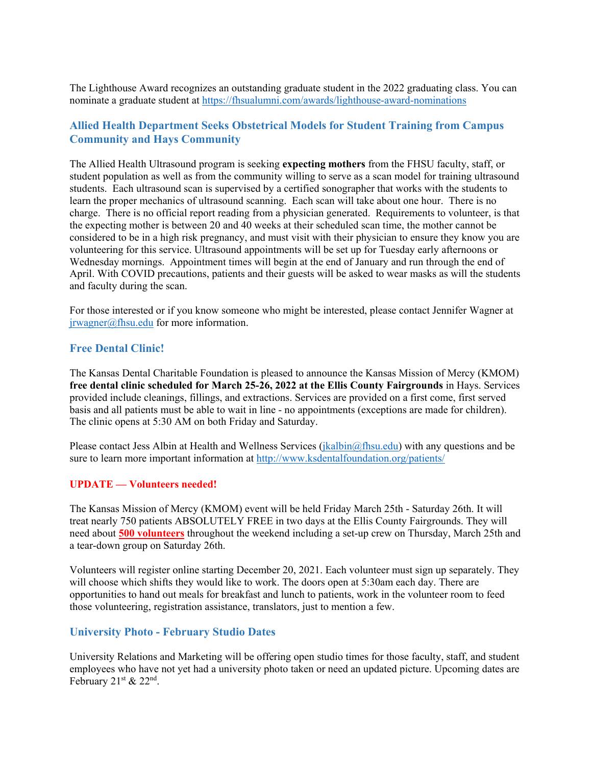The Lighthouse Award recognizes an outstanding graduate student in the 2022 graduating class. You can nominate a graduate student at [https://fhsualumni.com/awards/lighthouse-award-nominations](https://fhsualumni.com/awards/lighthouse-award-nominations)

## Allied Health Department Seeks Obstetrical Models for Student Training from Campus Community and Hays Community

The Allied Health Ultrasound program is seeking **expecting mothers** from the FHSU faculty, staff, or student population as well as from the community willing to serve as a scan model for training ultrasound students. Each ultrasound scan is supervised by a certified sonographer that works with the students to learn the proper mechanics of ultrasound scanning. Each scan will take about one hour. There is no charge. There is no official report reading from a physician generated. Requirements to volunteer, is that the expecting mother is between 20 and 40 weeks at their scheduled scan time, the mother cannot be considered to be in a high risk pregnancy, and must visit with their physician to ensure they know you are volunteering for this service. Ultrasound appointments will be set up for Tuesday early afternoons or Wednesday mornings. Appointment times will begin at the end of January and run through the end of April. With COVID precautions, patients and their guests will be asked to wear masks as will the students and faculty during the scan.

For those interested or if you know someone who might be interested, please contact Jennifer Wagner at [jrwagner@fhsu.edu](mailto:jrwagner@fhsu.edu) for more information.

## Free Dental Clinic!

The Kansas Dental Charitable Foundation is pleased to announce the Kansas Mission of Mercy (KMOM) **free dental clinic scheduled for March 25-26, 2022 at the Ellis County Fairgrounds** in Hays. Services provided include cleanings, fillings, and extractions. Services are provided on a first come, first served basis and all patients must be able to wait in line - no appointments (exceptions are made for children). The clinic opens at 5:30 AM on both Friday and Saturday.

Please contact Jess Albin at Health and Wellness Services ([jkalbin@fhsu.edu](mailto:jkalbin@fhsu.edu)) with any questions and be sure to learn more important information at [http://www.ksdentalfoundation.org/patients/](http://www.ksdentalfoundation.org/patients/)

**UPDATE — Volunteers needed!**

The Kansas Mission of Mercy (KMOM) event will be held Friday March 25th - Saturday 26th. It will treat nearly 750 patients ABSOLUTELY FREE in two days at the Ellis County Fairgrounds. They will need about **500 volunteers** throughout the weekend including a set-up crew on Thursday, March 25th and a tear-down group on Saturday 26th.

Volunteers will register online starting December 20, 2021. Each volunteer must sign up separately. They will choose which shifts they would like to work. The doors open at 5:30am each day. There are opportunities to hand out meals for breakfast and lunch to patients, work in the volunteer room to feed those volunteering, registration assistance, translators, just to mention a few.

## University Photo - February Studio Dates

University Relations and Marketing will be offering open studio times for those faculty, staff, and student employees who have not yet had a university photo taken or need an updated picture. Upcoming dates are February 21st & 22nd.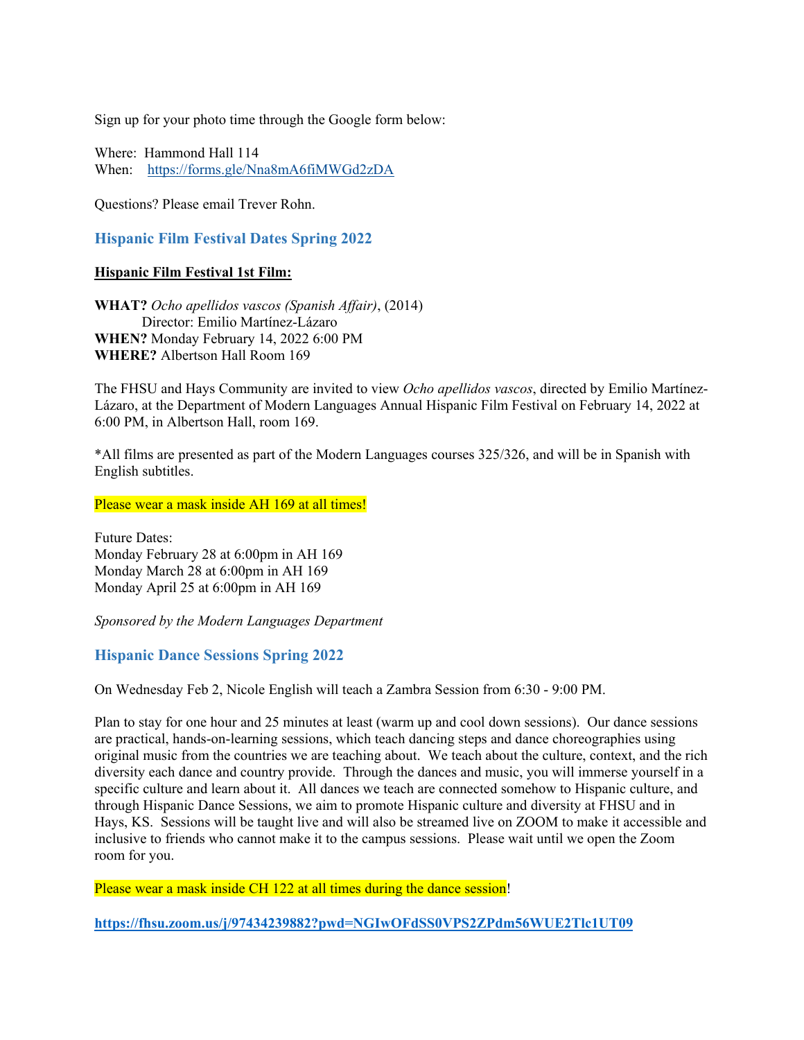Sign up for your photo time through the Google form below:

Where: Hammond Hall 114
When: [https://forms.gle/Nna8mA6fiMWGd2zDA](https://forms.gle/Nna8mA6fiMWGd2zDA)

Questions? Please email Trever Rohn.

## Hispanic Film Festival Dates Spring 2022

**Hispanic Film Festival 1st Film:**

**WHAT?** *Ocho apellidos vascos (Spanish Affair)*, (2014)
Director: Emilio Martínez-Lázaro
**WHEN?** Monday February 14, 2022 6:00 PM
**WHERE?** Albertson Hall Room 169

The FHSU and Hays Community are invited to view *Ocho apellidos vascos*, directed by Emilio Martínez-Lázaro, at the Department of Modern Languages Annual Hispanic Film Festival on February 14, 2022 at 6:00 PM, in Albertson Hall, room 169.

*All films are presented as part of the Modern Languages courses 325/326, and will be in Spanish with English subtitles.

Please wear a mask inside AH 169 at all times!

Future Dates:
Monday February 28 at 6:00pm in AH 169
Monday March 28 at 6:00pm in AH 169
Monday April 25 at 6:00pm in AH 169

*Sponsored by the Modern Languages Department*

## Hispanic Dance Sessions Spring 2022

On Wednesday Feb 2, Nicole English will teach a Zambra Session from 6:30 - 9:00 PM.

Plan to stay for one hour and 25 minutes at least (warm up and cool down sessions). Our dance sessions are practical, hands-on-learning sessions, which teach dancing steps and dance choreographies using original music from the countries we are teaching about. We teach about the culture, context, and the rich diversity each dance and country provide. Through the dances and music, you will immerse yourself in a specific culture and learn about it. All dances we teach are connected somehow to Hispanic culture, and through Hispanic Dance Sessions, we aim to promote Hispanic culture and diversity at FHSU and in Hays, KS. Sessions will be taught live and will also be streamed live on ZOOM to make it accessible and inclusive to friends who cannot make it to the campus sessions. Please wait until we open the Zoom room for you.

Please wear a mask inside CH 122 at all times during the dance session!

**[https://fhsu.zoom.us/j/97434239882?pwd=NGIwOFdSS0VPS2ZPdm56WUE2Tlc1UT09](https://fhsu.zoom.us/j/97434239882?pwd=NGIwOFdSS0VPS2ZPdm56WUE2Tlc1UT09)**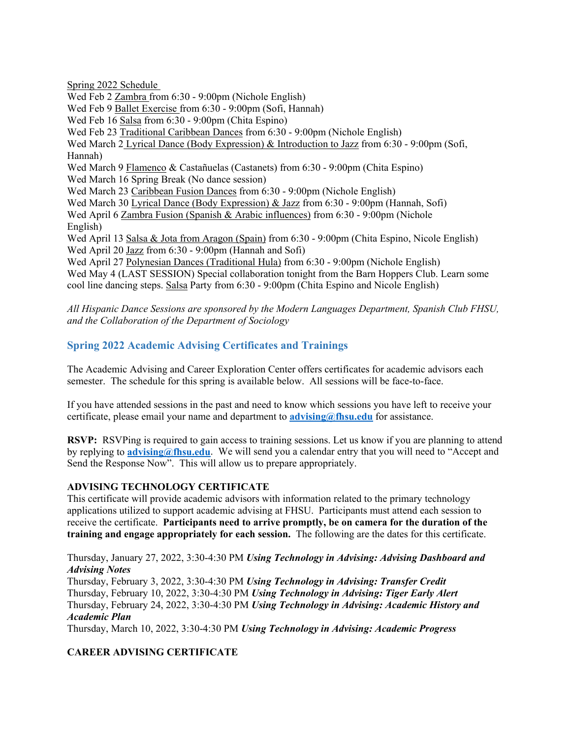Spring 2022 Schedule

Wed Feb 2 Zambra from 6:30 - 9:00pm (Nichole English)
Wed Feb 9 Ballet Exercise from 6:30 - 9:00pm (Sofi, Hannah)
Wed Feb 16 Salsa from 6:30 - 9:00pm (Chita Espino)
Wed Feb 23 Traditional Caribbean Dances from 6:30 - 9:00pm (Nichole English)
Wed March 2 Lyrical Dance (Body Expression) & Introduction to Jazz from 6:30 - 9:00pm (Sofi, Hannah)
Wed March 9 Flamenco & Castañuelas (Castanets) from 6:30 - 9:00pm (Chita Espino)
Wed March 16 Spring Break (No dance session)
Wed March 23 Caribbean Fusion Dances from 6:30 - 9:00pm (Nichole English)
Wed March 30 Lyrical Dance (Body Expression) & Jazz from 6:30 - 9:00pm (Hannah, Sofi)
Wed April 6 Zambra Fusion (Spanish & Arabic influences) from 6:30 - 9:00pm (Nichole English)
Wed April 13 Salsa & Jota from Aragon (Spain) from 6:30 - 9:00pm (Chita Espino, Nicole English)
Wed April 20 Jazz from 6:30 - 9:00pm (Hannah and Sofi)
Wed April 27 Polynesian Dances (Traditional Hula) from 6:30 - 9:00pm (Nichole English)
Wed May 4 (LAST SESSION) Special collaboration tonight from the Barn Hoppers Club. Learn some cool line dancing steps. Salsa Party from 6:30 - 9:00pm (Chita Espino and Nicole English)

*All Hispanic Dance Sessions are sponsored by the Modern Languages Department, Spanish Club FHSU, and the Collaboration of the Department of Sociology*

## Spring 2022 Academic Advising Certificates and Trainings

The Academic Advising and Career Exploration Center offers certificates for academic advisors each semester. The schedule for this spring is available below. All sessions will be face-to-face.

If you have attended sessions in the past and need to know which sessions you have left to receive your certificate, please email your name and department to **advising@fhsu.edu** for assistance.

**RSVP:** RSVPing is required to gain access to training sessions. Let us know if you are planning to attend by replying to **advising@fhsu.edu**. We will send you a calendar entry that you will need to "Accept and Send the Response Now". This will allow us to prepare appropriately.

**ADVISING TECHNOLOGY CERTIFICATE**

This certificate will provide academic advisors with information related to the primary technology applications utilized to support academic advising at FHSU. Participants must attend each session to receive the certificate. **Participants need to arrive promptly, be on camera for the duration of the training and engage appropriately for each session.** The following are the dates for this certificate.

Thursday, January 27, 2022, 3:30-4:30 PM ***Using Technology in Advising: Advising Dashboard and Advising Notes***
Thursday, February 3, 2022, 3:30-4:30 PM ***Using Technology in Advising: Transfer Credit***
Thursday, February 10, 2022, 3:30-4:30 PM ***Using Technology in Advising: Tiger Early Alert***
Thursday, February 24, 2022, 3:30-4:30 PM ***Using Technology in Advising: Academic History and Academic Plan***
Thursday, March 10, 2022, 3:30-4:30 PM ***Using Technology in Advising: Academic Progress***

**CAREER ADVISING CERTIFICATE**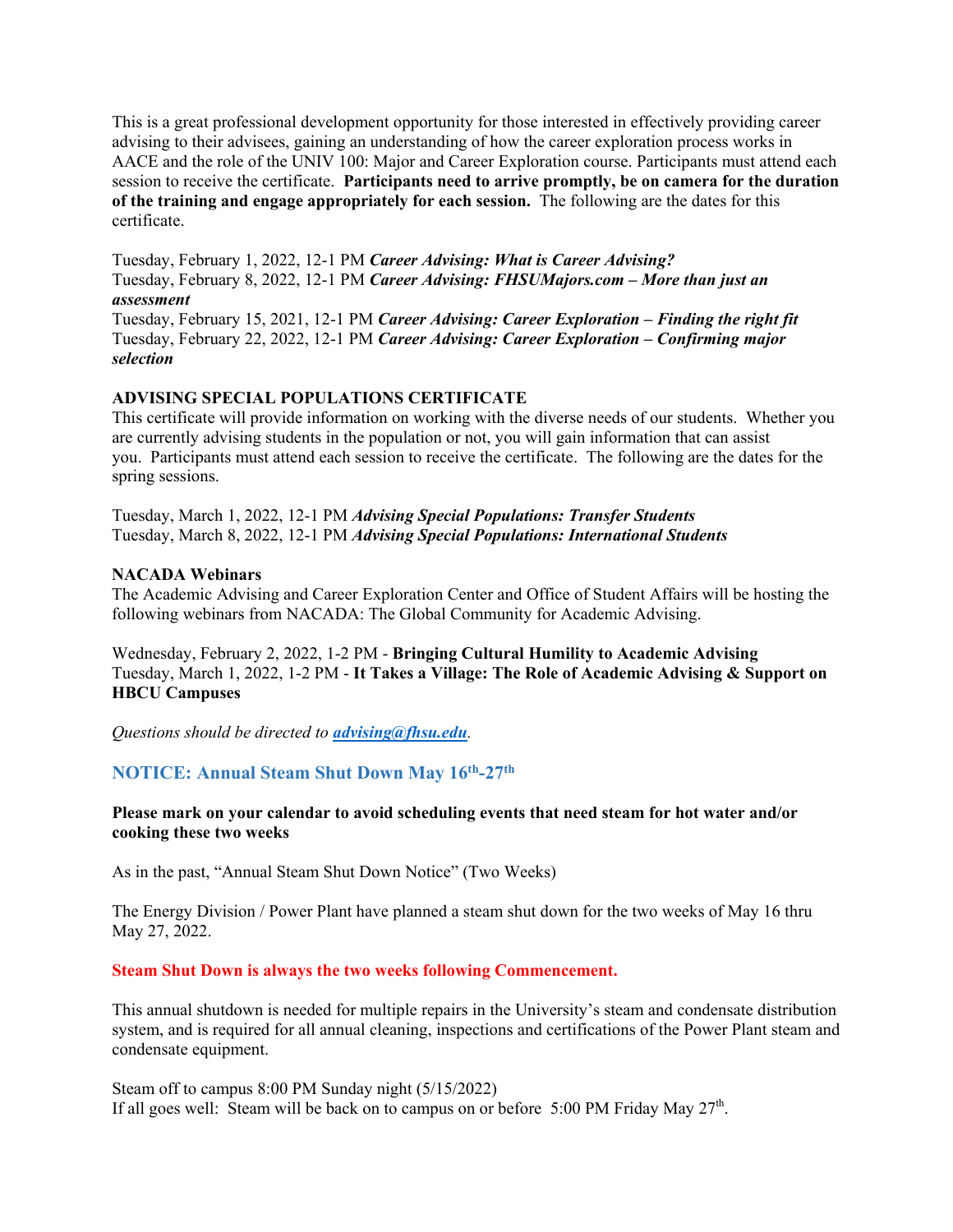This is a great professional development opportunity for those interested in effectively providing career advising to their advisees, gaining an understanding of how the career exploration process works in AACE and the role of the UNIV 100: Major and Career Exploration course. Participants must attend each session to receive the certificate. **Participants need to arrive promptly, be on camera for the duration of the training and engage appropriately for each session.** The following are the dates for this certificate.

Tuesday, February 1, 2022, 12-1 PM ***Career Advising: What is Career Advising?***
Tuesday, February 8, 2022, 12-1 PM ***Career Advising: FHSUMajors.com – More than just an assessment***
Tuesday, February 15, 2021, 12-1 PM ***Career Advising: Career Exploration – Finding the right fit***
Tuesday, February 22, 2022, 12-1 PM ***Career Advising: Career Exploration – Confirming major selection***

**ADVISING SPECIAL POPULATIONS CERTIFICATE**
This certificate will provide information on working with the diverse needs of our students. Whether you are currently advising students in the population or not, you will gain information that can assist you. Participants must attend each session to receive the certificate. The following are the dates for the spring sessions.

Tuesday, March 1, 2022, 12-1 PM ***Advising Special Populations: Transfer Students***
Tuesday, March 8, 2022, 12-1 PM ***Advising Special Populations: International Students***

**NACADA Webinars**
The Academic Advising and Career Exploration Center and Office of Student Affairs will be hosting the following webinars from NACADA: The Global Community for Academic Advising.

Wednesday, February 2, 2022, 1-2 PM - **Bringing Cultural Humility to Academic Advising**
Tuesday, March 1, 2022, 1-2 PM - **It Takes a Village: The Role of Academic Advising & Support on HBCU Campuses**

*Questions should be directed to **advising@fhsu.edu**.*

## NOTICE: Annual Steam Shut Down May 16th-27th

**Please mark on your calendar to avoid scheduling events that need steam for hot water and/or cooking these two weeks**

As in the past, "Annual Steam Shut Down Notice" (Two Weeks)

The Energy Division / Power Plant have planned a steam shut down for the two weeks of May 16 thru May 27, 2022.

**Steam Shut Down is always the two weeks following Commencement.**

This annual shutdown is needed for multiple repairs in the University's steam and condensate distribution system, and is required for all annual cleaning, inspections and certifications of the Power Plant steam and condensate equipment.

Steam off to campus 8:00 PM Sunday night (5/15/2022)
If all goes well: Steam will be back on to campus on or before 5:00 PM Friday May 27th.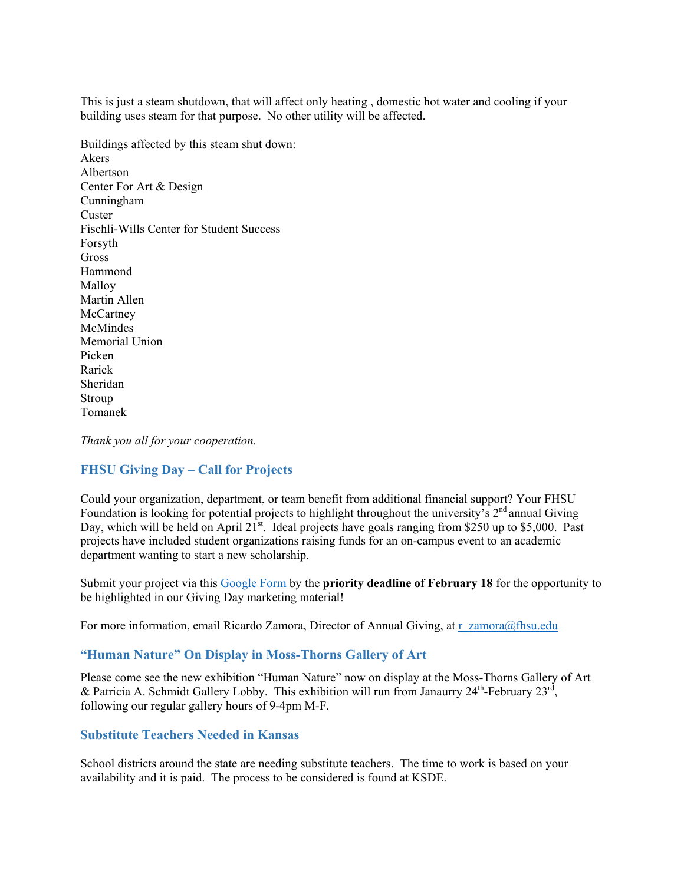This is just a steam shutdown, that will affect only heating , domestic hot water and cooling if your building uses steam for that purpose. No other utility will be affected.

Buildings affected by this steam shut down:
Akers
Albertson
Center For Art & Design
Cunningham
Custer
Fischli-Wills Center for Student Success
Forsyth
Gross
Hammond
Malloy
Martin Allen
McCartney
McMindes
Memorial Union
Picken
Rarick
Sheridan
Stroup
Tomanek

*Thank you all for your cooperation.*

### FHSU Giving Day – Call for Projects

Could your organization, department, or team benefit from additional financial support? Your FHSU Foundation is looking for potential projects to highlight throughout the university's 2nd annual Giving Day, which will be held on April 21st. Ideal projects have goals ranging from $250 up to $5,000. Past projects have included student organizations raising funds for an on-campus event to an academic department wanting to start a new scholarship.

Submit your project via this Google Form by the **priority deadline of February 18** for the opportunity to be highlighted in our Giving Day marketing material!

For more information, email Ricardo Zamora, Director of Annual Giving, at r_zamora@fhsu.edu

### "Human Nature" On Display in Moss-Thorns Gallery of Art

Please come see the new exhibition "Human Nature" now on display at the Moss-Thorns Gallery of Art & Patricia A. Schmidt Gallery Lobby. This exhibition will run from Janaurry 24th-February 23rd, following our regular gallery hours of 9-4pm M-F.

### Substitute Teachers Needed in Kansas

School districts around the state are needing substitute teachers. The time to work is based on your availability and it is paid. The process to be considered is found at KSDE.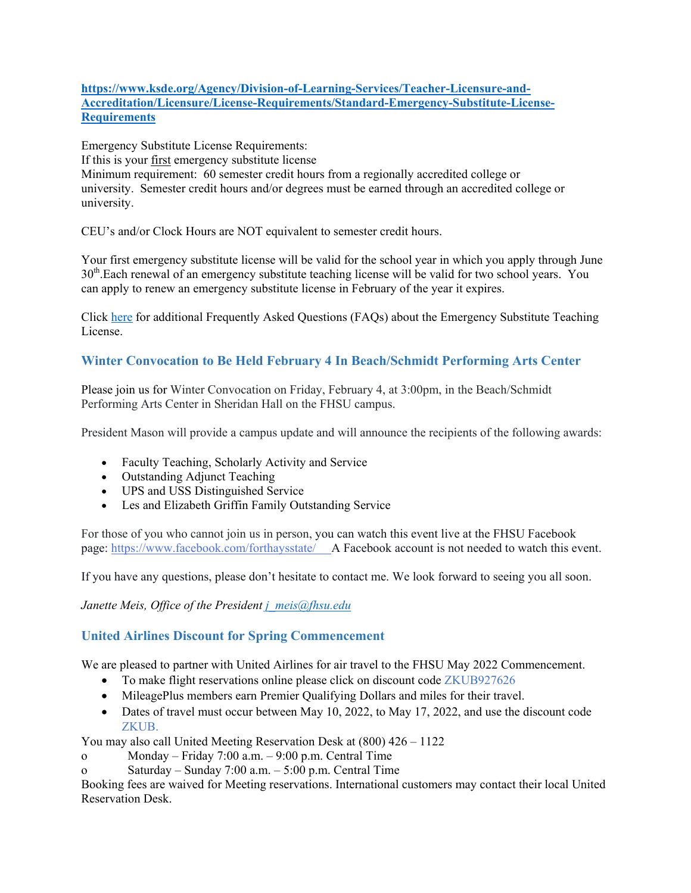**https://www.ksde.org/Agency/Division-of-Learning-Services/Teacher-Licensure-and-Accreditation/Licensure/License-Requirements/Standard-Emergency-Substitute-License-Requirements**

Emergency Substitute License Requirements:
If this is your first emergency substitute license
Minimum requirement: 60 semester credit hours from a regionally accredited college or university. Semester credit hours and/or degrees must be earned through an accredited college or university.

CEU's and/or Clock Hours are NOT equivalent to semester credit hours.

Your first emergency substitute license will be valid for the school year in which you apply through June 30th.Each renewal of an emergency substitute teaching license will be valid for two school years. You can apply to renew an emergency substitute license in February of the year it expires.

Click here for additional Frequently Asked Questions (FAQs) about the Emergency Substitute Teaching License.

### Winter Convocation to Be Held February 4 In Beach/Schmidt Performing Arts Center

Please join us for Winter Convocation on Friday, February 4, at 3:00pm, in the Beach/Schmidt Performing Arts Center in Sheridan Hall on the FHSU campus.

President Mason will provide a campus update and will announce the recipients of the following awards:

- Faculty Teaching, Scholarly Activity and Service
- Outstanding Adjunct Teaching
- UPS and USS Distinguished Service
- Les and Elizabeth Griffin Family Outstanding Service

For those of you who cannot join us in person, you can watch this event live at the FHSU Facebook page: https://www.facebook.com/forthaysstate/ A Facebook account is not needed to watch this event.

If you have any questions, please don't hesitate to contact me. We look forward to seeing you all soon.

*Janette Meis, Office of the President j_meis@fhsu.edu*

### United Airlines Discount for Spring Commencement

We are pleased to partner with United Airlines for air travel to the FHSU May 2022 Commencement.

- To make flight reservations online please click on discount code ZKUB927626
- MileagePlus members earn Premier Qualifying Dollars and miles for their travel.
- Dates of travel must occur between May 10, 2022, to May 17, 2022, and use the discount code ZKUB.

You may also call United Meeting Reservation Desk at (800) 426 – 1122

- Monday – Friday 7:00 a.m. – 9:00 p.m. Central Time
- Saturday – Sunday 7:00 a.m. – 5:00 p.m. Central Time

Booking fees are waived for Meeting reservations. International customers may contact their local United Reservation Desk.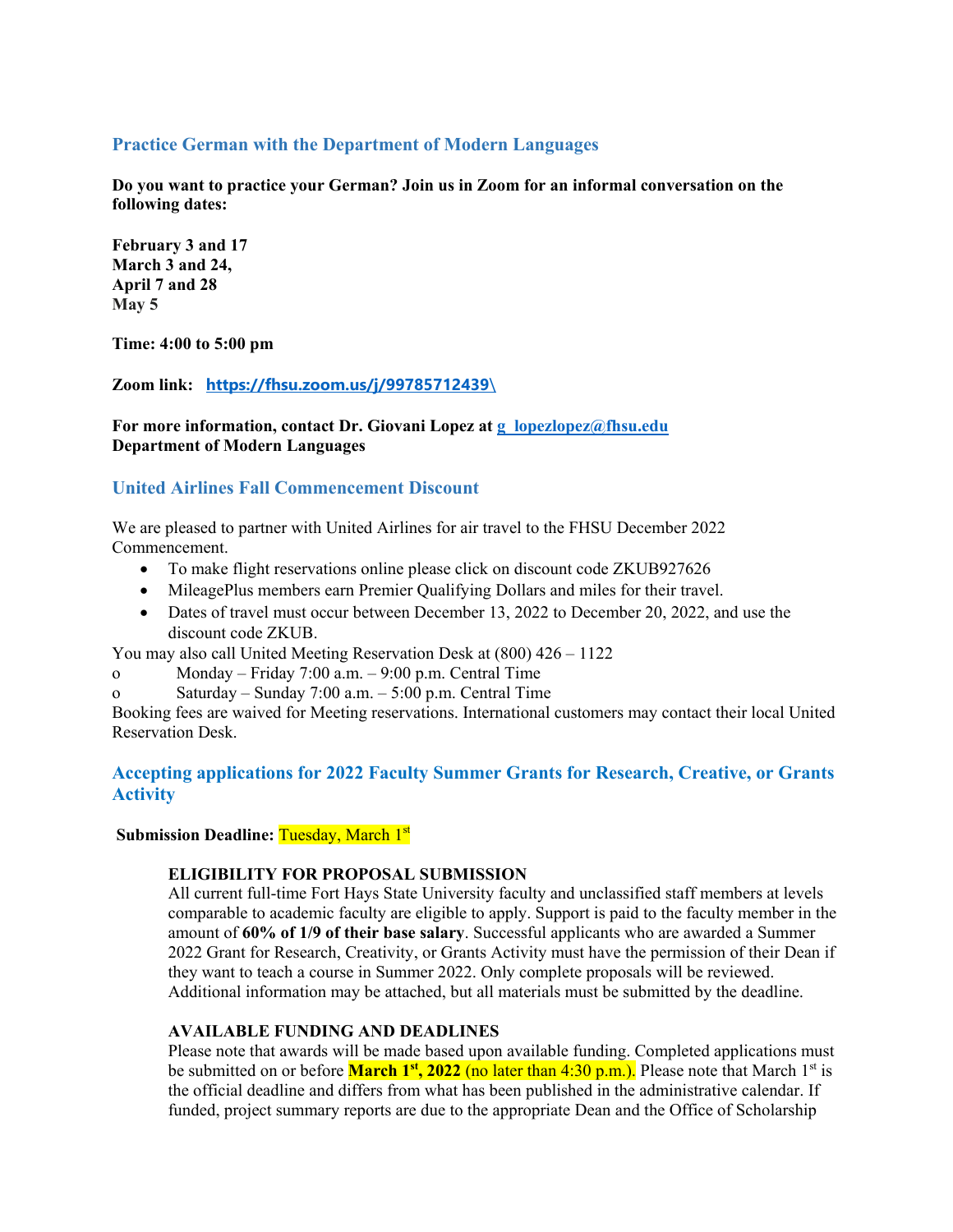## Practice German with the Department of Modern Languages

**Do you want to practice your German? Join us in Zoom for an informal conversation on the following dates:**

**February 3 and 17**
**March 3 and 24,**
**April 7 and 28**
**May 5**

**Time: 4:00 to 5:00 pm**

**Zoom link:** [https://fhsu.zoom.us/j/99785712439\](https://fhsu.zoom.us/j/99785712439\)

**For more information, contact Dr. Giovani Lopez at** [g_lopezlopez@fhsu.edu](mailto:g_lopezlopez@fhsu.edu)
**Department of Modern Languages**

## United Airlines Fall Commencement Discount

We are pleased to partner with United Airlines for air travel to the FHSU December 2022 Commencement.

- To make flight reservations online please click on discount code ZKUB927626
- MileagePlus members earn Premier Qualifying Dollars and miles for their travel.
- Dates of travel must occur between December 13, 2022 to December 20, 2022, and use the discount code ZKUB.

You may also call United Meeting Reservation Desk at (800) 426 – 1122

- Monday – Friday 7:00 a.m. – 9:00 p.m. Central Time
- Saturday – Sunday 7:00 a.m. – 5:00 p.m. Central Time

Booking fees are waived for Meeting reservations. International customers may contact their local United Reservation Desk.

## Accepting applications for 2022 Faculty Summer Grants for Research, Creative, or Grants Activity

**Submission Deadline:** Tuesday, March 1st

**ELIGIBILITY FOR PROPOSAL SUBMISSION**

All current full-time Fort Hays State University faculty and unclassified staff members at levels comparable to academic faculty are eligible to apply. Support is paid to the faculty member in the amount of **60% of 1/9 of their base salary**. Successful applicants who are awarded a Summer 2022 Grant for Research, Creativity, or Grants Activity must have the permission of their Dean if they want to teach a course in Summer 2022. Only complete proposals will be reviewed. Additional information may be attached, but all materials must be submitted by the deadline.

**AVAILABLE FUNDING AND DEADLINES**

Please note that awards will be made based upon available funding. Completed applications must be submitted on or before **March 1st, 2022** (no later than 4:30 p.m.). Please note that March 1st is the official deadline and differs from what has been published in the administrative calendar. If funded, project summary reports are due to the appropriate Dean and the Office of Scholarship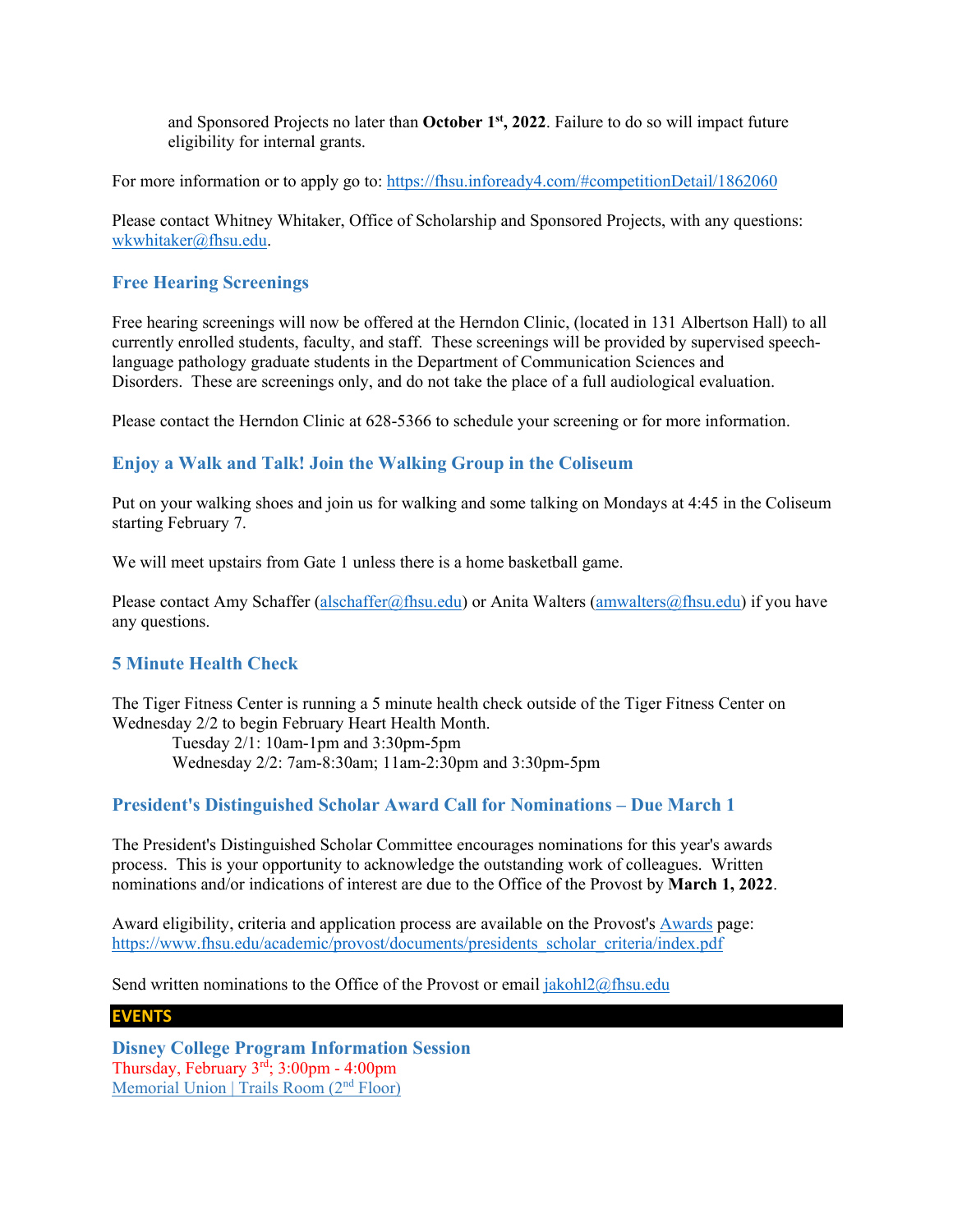and Sponsored Projects no later than **October 1st, 2022**. Failure to do so will impact future eligibility for internal grants.

For more information or to apply go to: https://fhsu.infoready4.com/#competitionDetail/1862060

Please contact Whitney Whitaker, Office of Scholarship and Sponsored Projects, with any questions: wkwhitaker@fhsu.edu.

### Free Hearing Screenings

Free hearing screenings will now be offered at the Herndon Clinic, (located in 131 Albertson Hall) to all currently enrolled students, faculty, and staff. These screenings will be provided by supervised speech-language pathology graduate students in the Department of Communication Sciences and Disorders. These are screenings only, and do not take the place of a full audiological evaluation.

Please contact the Herndon Clinic at 628-5366 to schedule your screening or for more information.

### Enjoy a Walk and Talk! Join the Walking Group in the Coliseum

Put on your walking shoes and join us for walking and some talking on Mondays at 4:45 in the Coliseum starting February 7.

We will meet upstairs from Gate 1 unless there is a home basketball game.

Please contact Amy Schaffer (alschaffer@fhsu.edu) or Anita Walters (amwalters@fhsu.edu) if you have any questions.

### 5 Minute Health Check

The Tiger Fitness Center is running a 5 minute health check outside of the Tiger Fitness Center on Wednesday 2/2 to begin February Heart Health Month.

Tuesday 2/1: 10am-1pm and 3:30pm-5pm
Wednesday 2/2: 7am-8:30am; 11am-2:30pm and 3:30pm-5pm

### President's Distinguished Scholar Award Call for Nominations – Due March 1

The President's Distinguished Scholar Committee encourages nominations for this year's awards process. This is your opportunity to acknowledge the outstanding work of colleagues. Written nominations and/or indications of interest are due to the Office of the Provost by **March 1, 2022**.

Award eligibility, criteria and application process are available on the Provost's Awards page: https://www.fhsu.edu/academic/provost/documents/presidents_scholar_criteria/index.pdf

Send written nominations to the Office of the Provost or email jakohl2@fhsu.edu

## EVENTS

### Disney College Program Information Session

Thursday, February 3rd; 3:00pm - 4:00pm
Memorial Union | Trails Room (2nd Floor)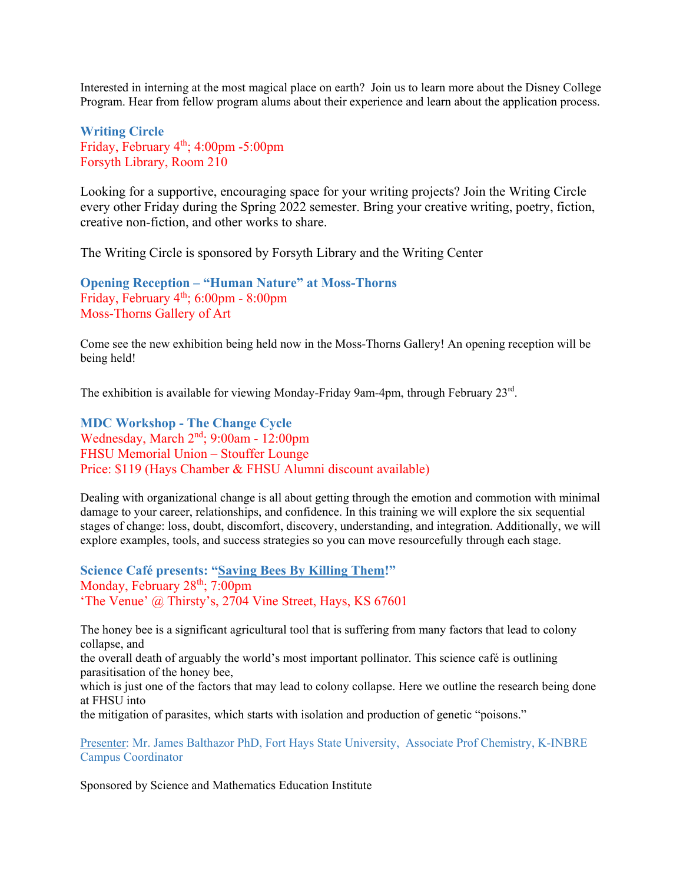Interested in interning at the most magical place on earth? Join us to learn more about the Disney College Program. Hear from fellow program alums about their experience and learn about the application process.

### Writing Circle

Friday, February 4th; 4:00pm -5:00pm
Forsyth Library, Room 210

Looking for a supportive, encouraging space for your writing projects? Join the Writing Circle every other Friday during the Spring 2022 semester. Bring your creative writing, poetry, fiction, creative non-fiction, and other works to share.

The Writing Circle is sponsored by Forsyth Library and the Writing Center

### Opening Reception – "Human Nature" at Moss-Thorns

Friday, February 4th; 6:00pm - 8:00pm
Moss-Thorns Gallery of Art

Come see the new exhibition being held now in the Moss-Thorns Gallery! An opening reception will be being held!

The exhibition is available for viewing Monday-Friday 9am-4pm, through February 23rd.

### MDC Workshop - The Change Cycle

Wednesday, March 2nd; 9:00am - 12:00pm
FHSU Memorial Union – Stouffer Lounge
Price: $119 (Hays Chamber & FHSU Alumni discount available)

Dealing with organizational change is all about getting through the emotion and commotion with minimal damage to your career, relationships, and confidence. In this training we will explore the six sequential stages of change: loss, doubt, discomfort, discovery, understanding, and integration. Additionally, we will explore examples, tools, and success strategies so you can move resourcefully through each stage.

### Science Café presents: "Saving Bees By Killing Them!"

Monday, February 28th; 7:00pm
'The Venue' @ Thirsty's, 2704 Vine Street, Hays, KS 67601

The honey bee is a significant agricultural tool that is suffering from many factors that lead to colony collapse, and
the overall death of arguably the world's most important pollinator. This science café is outlining parasitisation of the honey bee,
which is just one of the factors that may lead to colony collapse. Here we outline the research being done at FHSU into
the mitigation of parasites, which starts with isolation and production of genetic "poisons."

Presenter: Mr. James Balthazor PhD, Fort Hays State University, Associate Prof Chemistry, K-INBRE Campus Coordinator

Sponsored by Science and Mathematics Education Institute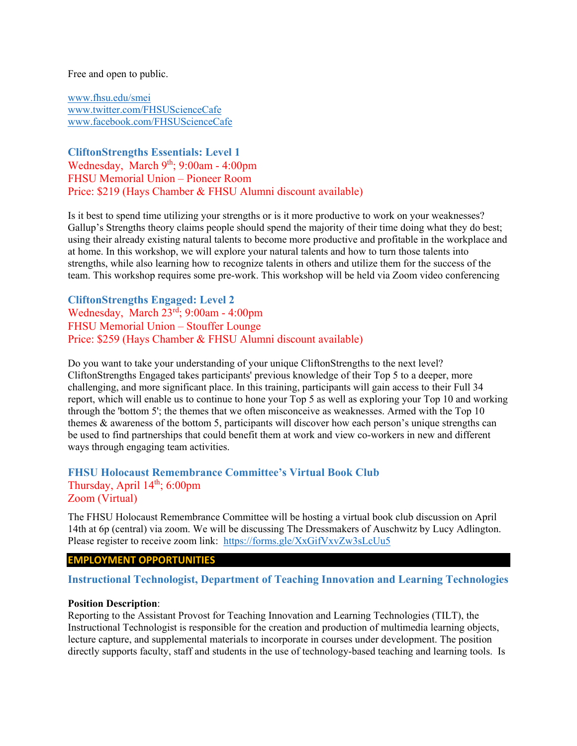Free and open to public.

www.fhsu.edu/smei
www.twitter.com/FHSUScienceCafe
www.facebook.com/FHSUScienceCafe

### CliftonStrengths Essentials: Level 1

Wednesday, March 9th; 9:00am - 4:00pm
FHSU Memorial Union – Pioneer Room
Price: $219 (Hays Chamber & FHSU Alumni discount available)

Is it best to spend time utilizing your strengths or is it more productive to work on your weaknesses? Gallup's Strengths theory claims people should spend the majority of their time doing what they do best; using their already existing natural talents to become more productive and profitable in the workplace and at home. In this workshop, we will explore your natural talents and how to turn those talents into strengths, while also learning how to recognize talents in others and utilize them for the success of the team. This workshop requires some pre-work. This workshop will be held via Zoom video conferencing

### CliftonStrengths Engaged: Level 2

Wednesday, March 23rd; 9:00am - 4:00pm
FHSU Memorial Union – Stouffer Lounge
Price: $259 (Hays Chamber & FHSU Alumni discount available)

Do you want to take your understanding of your unique CliftonStrengths to the next level? CliftonStrengths Engaged takes participants' previous knowledge of their Top 5 to a deeper, more challenging, and more significant place. In this training, participants will gain access to their Full 34 report, which will enable us to continue to hone your Top 5 as well as exploring your Top 10 and working through the 'bottom 5'; the themes that we often misconceive as weaknesses. Armed with the Top 10 themes & awareness of the bottom 5, participants will discover how each person's unique strengths can be used to find partnerships that could benefit them at work and view co-workers in new and different ways through engaging team activities.

### FHSU Holocaust Remembrance Committee's Virtual Book Club

Thursday, April 14th; 6:00pm
Zoom (Virtual)

The FHSU Holocaust Remembrance Committee will be hosting a virtual book club discussion on April 14th at 6p (central) via zoom. We will be discussing The Dressmakers of Auschwitz by Lucy Adlington. Please register to receive zoom link: https://forms.gle/XxGifVxvZw3sLcUu5

## EMPLOYMENT OPPORTUNITIES

### Instructional Technologist, Department of Teaching Innovation and Learning Technologies

**Position Description**:
Reporting to the Assistant Provost for Teaching Innovation and Learning Technologies (TILT), the Instructional Technologist is responsible for the creation and production of multimedia learning objects, lecture capture, and supplemental materials to incorporate in courses under development. The position directly supports faculty, staff and students in the use of technology-based teaching and learning tools. Is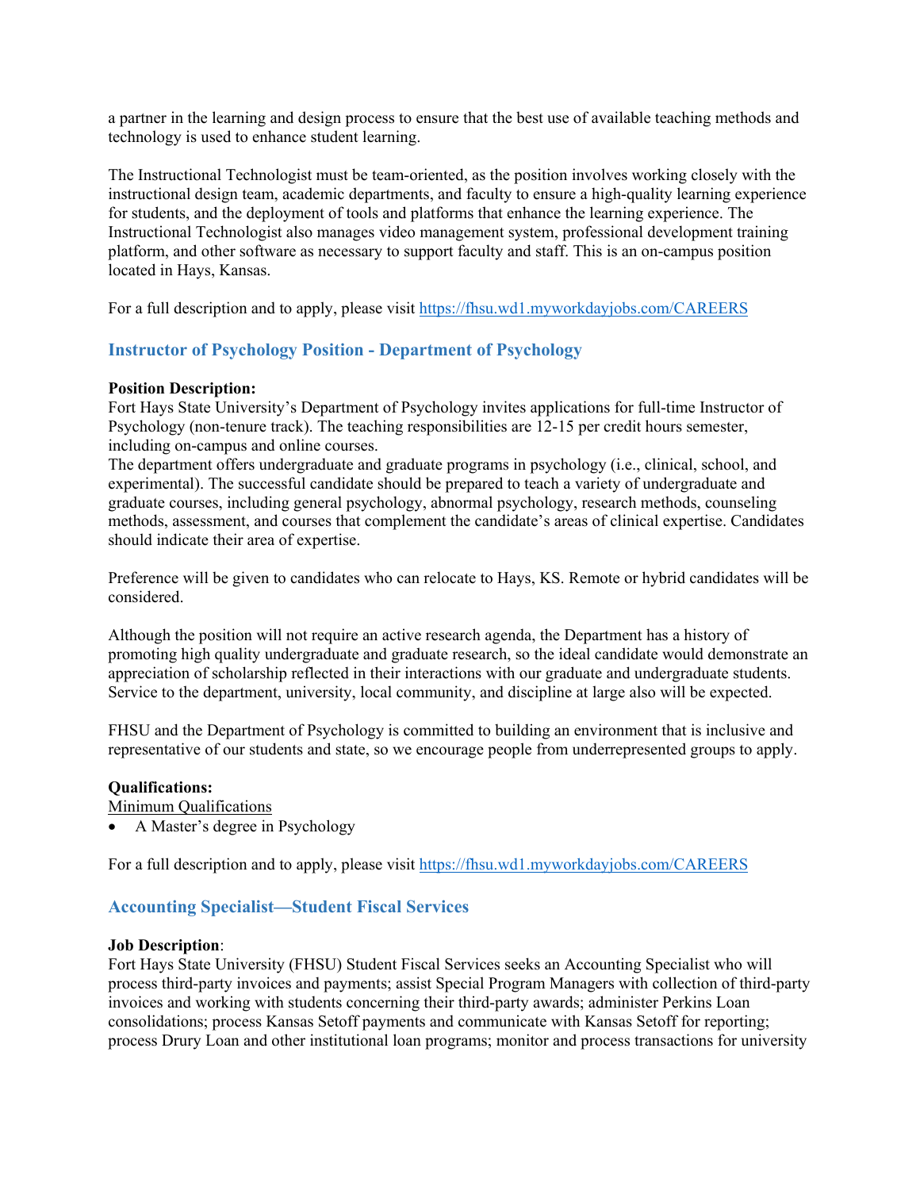a partner in the learning and design process to ensure that the best use of available teaching methods and technology is used to enhance student learning.

The Instructional Technologist must be team-oriented, as the position involves working closely with the instructional design team, academic departments, and faculty to ensure a high-quality learning experience for students, and the deployment of tools and platforms that enhance the learning experience. The Instructional Technologist also manages video management system, professional development training platform, and other software as necessary to support faculty and staff. This is an on-campus position located in Hays, Kansas.

For a full description and to apply, please visit https://fhsu.wd1.myworkdayjobs.com/CAREERS

### Instructor of Psychology Position - Department of Psychology

**Position Description:**
Fort Hays State University's Department of Psychology invites applications for full-time Instructor of Psychology (non-tenure track). The teaching responsibilities are 12-15 per credit hours semester, including on-campus and online courses.
The department offers undergraduate and graduate programs in psychology (i.e., clinical, school, and experimental). The successful candidate should be prepared to teach a variety of undergraduate and graduate courses, including general psychology, abnormal psychology, research methods, counseling methods, assessment, and courses that complement the candidate's areas of clinical expertise. Candidates should indicate their area of expertise.

Preference will be given to candidates who can relocate to Hays, KS. Remote or hybrid candidates will be considered.

Although the position will not require an active research agenda, the Department has a history of promoting high quality undergraduate and graduate research, so the ideal candidate would demonstrate an appreciation of scholarship reflected in their interactions with our graduate and undergraduate students. Service to the department, university, local community, and discipline at large also will be expected.

FHSU and the Department of Psychology is committed to building an environment that is inclusive and representative of our students and state, so we encourage people from underrepresented groups to apply.

**Qualifications:**
Minimum Qualifications

- A Master's degree in Psychology

For a full description and to apply, please visit https://fhsu.wd1.myworkdayjobs.com/CAREERS

### Accounting Specialist—Student Fiscal Services

**Job Description**:
Fort Hays State University (FHSU) Student Fiscal Services seeks an Accounting Specialist who will process third-party invoices and payments; assist Special Program Managers with collection of third-party invoices and working with students concerning their third-party awards; administer Perkins Loan consolidations; process Kansas Setoff payments and communicate with Kansas Setoff for reporting; process Drury Loan and other institutional loan programs; monitor and process transactions for university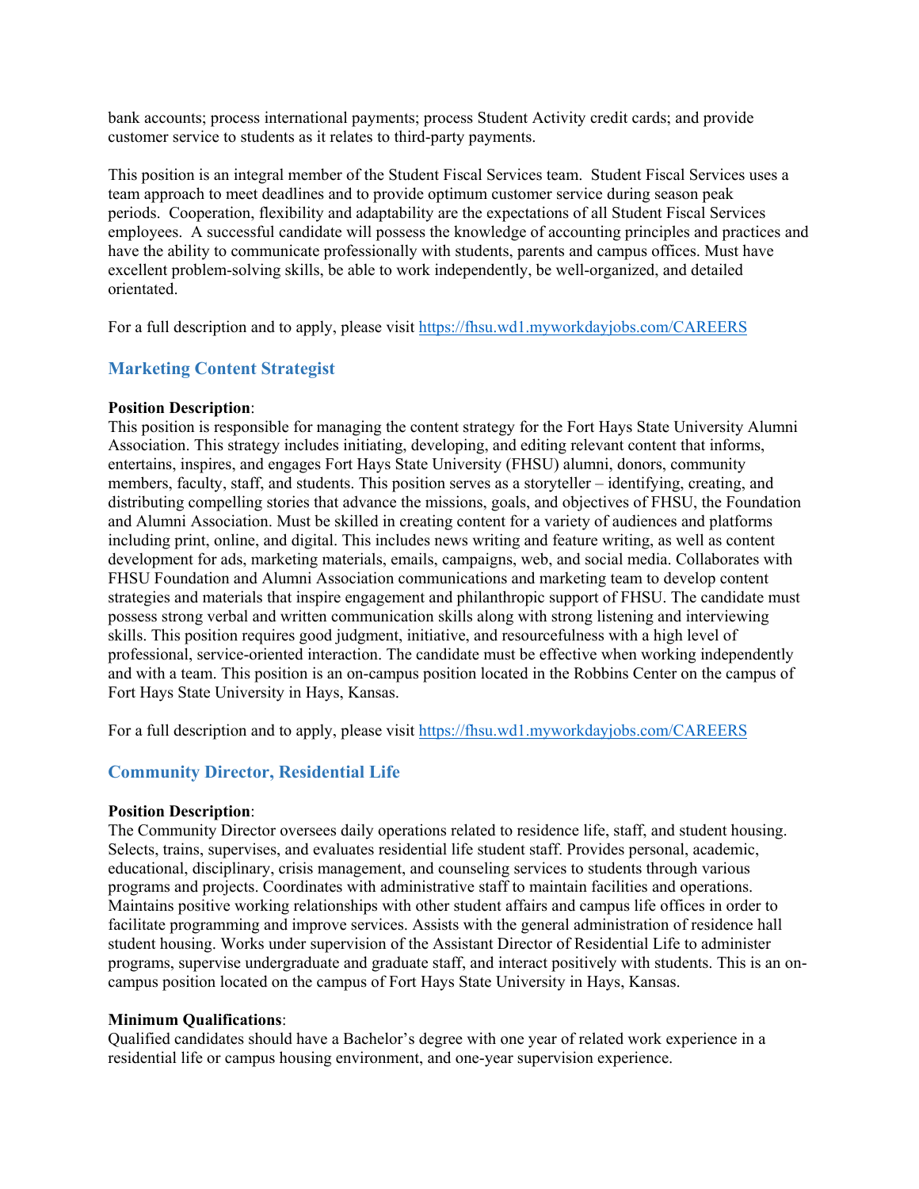bank accounts; process international payments; process Student Activity credit cards; and provide customer service to students as it relates to third-party payments.

This position is an integral member of the Student Fiscal Services team. Student Fiscal Services uses a team approach to meet deadlines and to provide optimum customer service during season peak periods. Cooperation, flexibility and adaptability are the expectations of all Student Fiscal Services employees. A successful candidate will possess the knowledge of accounting principles and practices and have the ability to communicate professionally with students, parents and campus offices. Must have excellent problem-solving skills, be able to work independently, be well-organized, and detailed orientated.

For a full description and to apply, please visit https://fhsu.wd1.myworkdayjobs.com/CAREERS

### Marketing Content Strategist

**Position Description**:
This position is responsible for managing the content strategy for the Fort Hays State University Alumni Association. This strategy includes initiating, developing, and editing relevant content that informs, entertains, inspires, and engages Fort Hays State University (FHSU) alumni, donors, community members, faculty, staff, and students. This position serves as a storyteller – identifying, creating, and distributing compelling stories that advance the missions, goals, and objectives of FHSU, the Foundation and Alumni Association. Must be skilled in creating content for a variety of audiences and platforms including print, online, and digital. This includes news writing and feature writing, as well as content development for ads, marketing materials, emails, campaigns, web, and social media. Collaborates with FHSU Foundation and Alumni Association communications and marketing team to develop content strategies and materials that inspire engagement and philanthropic support of FHSU. The candidate must possess strong verbal and written communication skills along with strong listening and interviewing skills. This position requires good judgment, initiative, and resourcefulness with a high level of professional, service-oriented interaction. The candidate must be effective when working independently and with a team. This position is an on-campus position located in the Robbins Center on the campus of Fort Hays State University in Hays, Kansas.

For a full description and to apply, please visit https://fhsu.wd1.myworkdayjobs.com/CAREERS

### Community Director, Residential Life

**Position Description**:
The Community Director oversees daily operations related to residence life, staff, and student housing. Selects, trains, supervises, and evaluates residential life student staff. Provides personal, academic, educational, disciplinary, crisis management, and counseling services to students through various programs and projects. Coordinates with administrative staff to maintain facilities and operations. Maintains positive working relationships with other student affairs and campus life offices in order to facilitate programming and improve services. Assists with the general administration of residence hall student housing. Works under supervision of the Assistant Director of Residential Life to administer programs, supervise undergraduate and graduate staff, and interact positively with students. This is an on-campus position located on the campus of Fort Hays State University in Hays, Kansas.

**Minimum Qualifications**:
Qualified candidates should have a Bachelor's degree with one year of related work experience in a residential life or campus housing environment, and one-year supervision experience.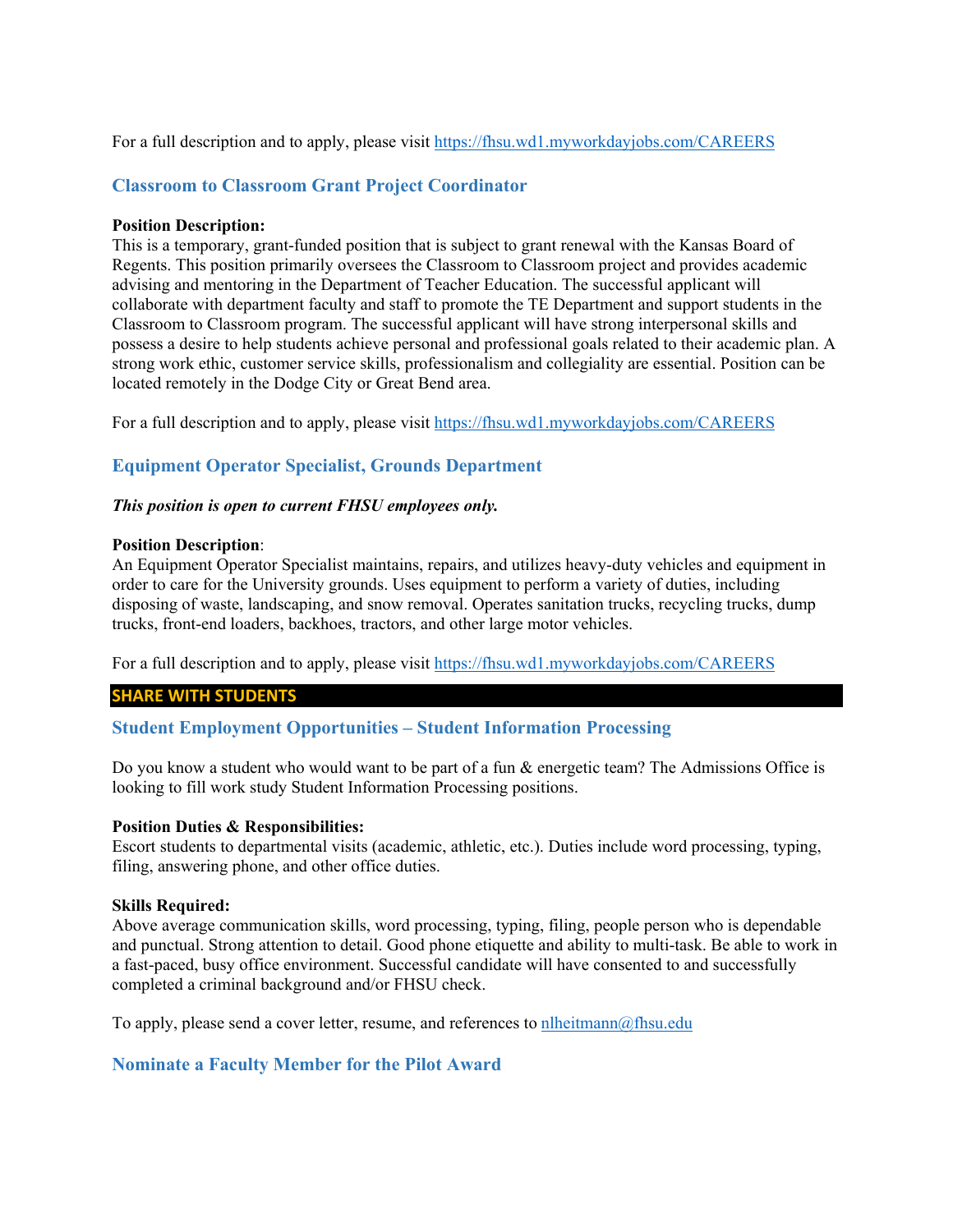For a full description and to apply, please visit https://fhsu.wd1.myworkdayjobs.com/CAREERS

### Classroom to Classroom Grant Project Coordinator

**Position Description:**
This is a temporary, grant-funded position that is subject to grant renewal with the Kansas Board of Regents. This position primarily oversees the Classroom to Classroom project and provides academic advising and mentoring in the Department of Teacher Education. The successful applicant will collaborate with department faculty and staff to promote the TE Department and support students in the Classroom to Classroom program. The successful applicant will have strong interpersonal skills and possess a desire to help students achieve personal and professional goals related to their academic plan. A strong work ethic, customer service skills, professionalism and collegiality are essential. Position can be located remotely in the Dodge City or Great Bend area.

For a full description and to apply, please visit https://fhsu.wd1.myworkdayjobs.com/CAREERS

### Equipment Operator Specialist, Grounds Department

***This position is open to current FHSU employees only.***

**Position Description**:
An Equipment Operator Specialist maintains, repairs, and utilizes heavy-duty vehicles and equipment in order to care for the University grounds. Uses equipment to perform a variety of duties, including disposing of waste, landscaping, and snow removal. Operates sanitation trucks, recycling trucks, dump trucks, front-end loaders, backhoes, tractors, and other large motor vehicles.

For a full description and to apply, please visit https://fhsu.wd1.myworkdayjobs.com/CAREERS

## SHARE WITH STUDENTS

### Student Employment Opportunities – Student Information Processing

Do you know a student who would want to be part of a fun & energetic team? The Admissions Office is looking to fill work study Student Information Processing positions.

**Position Duties & Responsibilities:**
Escort students to departmental visits (academic, athletic, etc.). Duties include word processing, typing, filing, answering phone, and other office duties.

**Skills Required:**
Above average communication skills, word processing, typing, filing, people person who is dependable and punctual. Strong attention to detail. Good phone etiquette and ability to multi-task. Be able to work in a fast-paced, busy office environment. Successful candidate will have consented to and successfully completed a criminal background and/or FHSU check.

To apply, please send a cover letter, resume, and references to nlheitmann@fhsu.edu

### Nominate a Faculty Member for the Pilot Award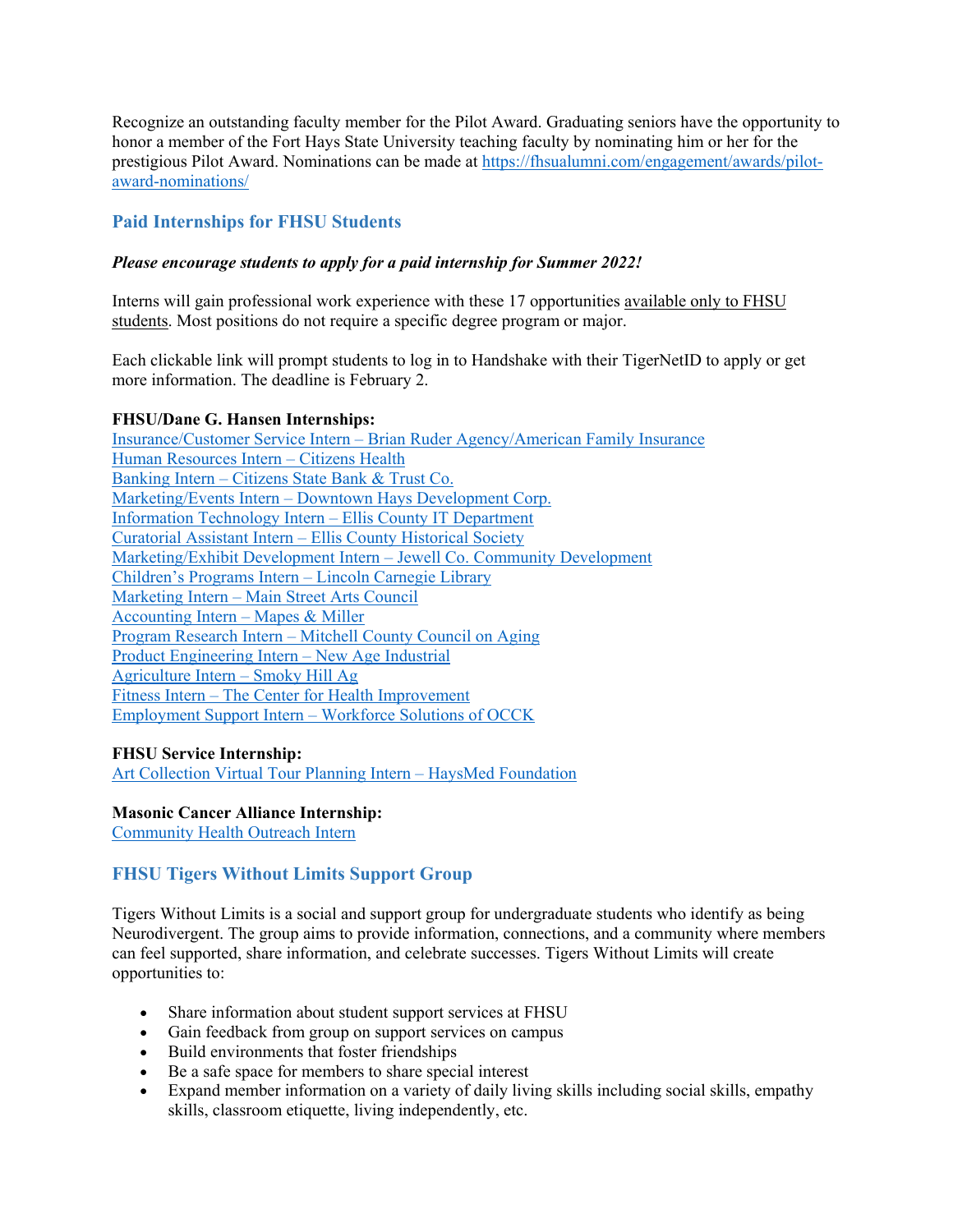Recognize an outstanding faculty member for the Pilot Award. Graduating seniors have the opportunity to honor a member of the Fort Hays State University teaching faculty by nominating him or her for the prestigious Pilot Award. Nominations can be made at [https://fhsualumni.com/engagement/awards/pilot-award-nominations/](https://fhsualumni.com/engagement/awards/pilot-award-nominations/)

## Paid Internships for FHSU Students

***Please encourage students to apply for a paid internship for Summer 2022!***

Interns will gain professional work experience with these 17 opportunities available only to FHSU students. Most positions do not require a specific degree program or major.

Each clickable link will prompt students to log in to Handshake with their TigerNetID to apply or get more information. The deadline is February 2.

**FHSU/Dane G. Hansen Internships:**

Insurance/Customer Service Intern – Brian Ruder Agency/American Family Insurance
Human Resources Intern – Citizens Health
Banking Intern – Citizens State Bank & Trust Co.
Marketing/Events Intern – Downtown Hays Development Corp.
Information Technology Intern – Ellis County IT Department
Curatorial Assistant Intern – Ellis County Historical Society
Marketing/Exhibit Development Intern – Jewell Co. Community Development
Children's Programs Intern – Lincoln Carnegie Library
Marketing Intern – Main Street Arts Council
Accounting Intern – Mapes & Miller
Program Research Intern – Mitchell County Council on Aging
Product Engineering Intern – New Age Industrial
Agriculture Intern – Smoky Hill Ag
Fitness Intern – The Center for Health Improvement
Employment Support Intern – Workforce Solutions of OCCK

**FHSU Service Internship:**

Art Collection Virtual Tour Planning Intern – HaysMed Foundation

**Masonic Cancer Alliance Internship:**

Community Health Outreach Intern

## FHSU Tigers Without Limits Support Group

Tigers Without Limits is a social and support group for undergraduate students who identify as being Neurodivergent. The group aims to provide information, connections, and a community where members can feel supported, share information, and celebrate successes. Tigers Without Limits will create opportunities to:

- Share information about student support services at FHSU
- Gain feedback from group on support services on campus
- Build environments that foster friendships
- Be a safe space for members to share special interest
- Expand member information on a variety of daily living skills including social skills, empathy skills, classroom etiquette, living independently, etc.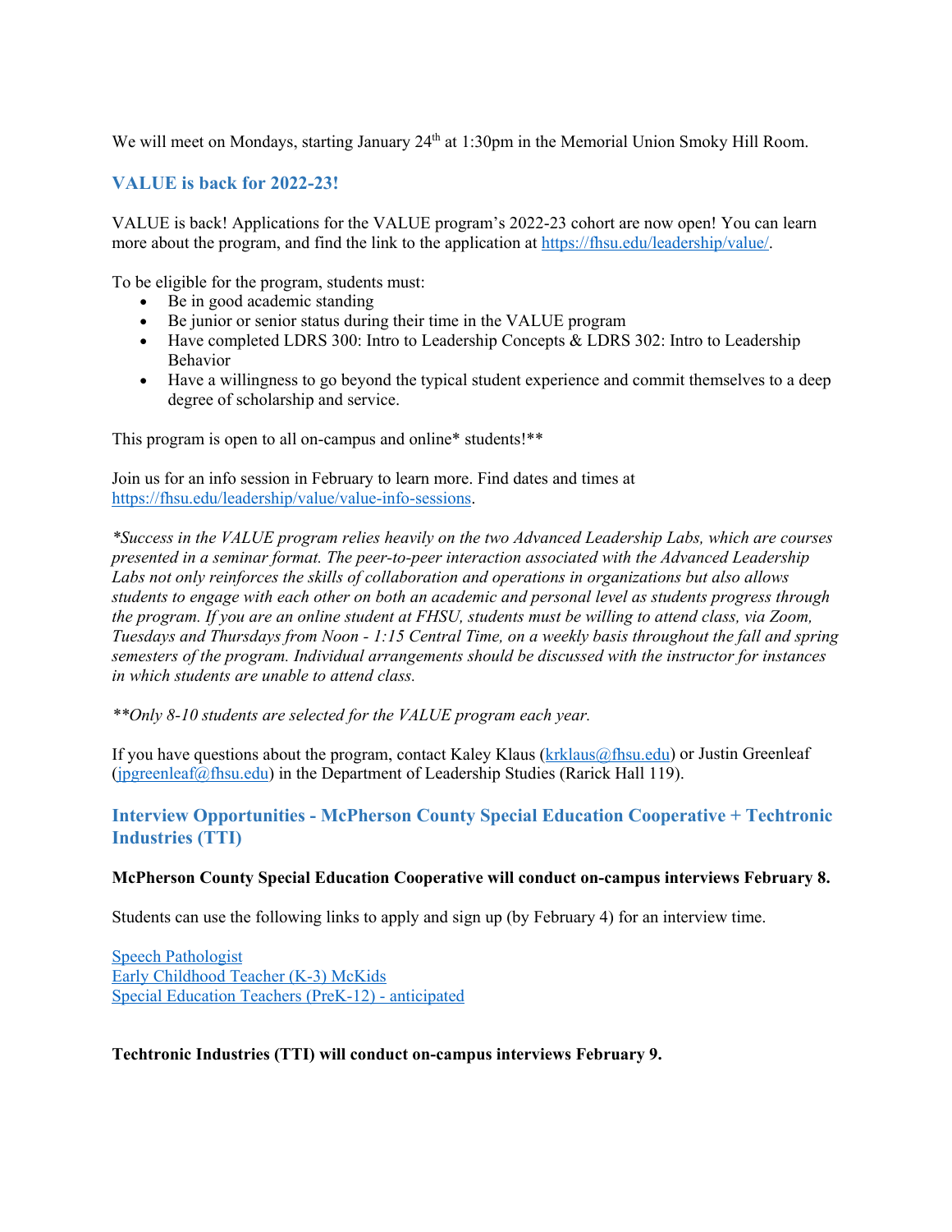We will meet on Mondays, starting January 24th at 1:30pm in the Memorial Union Smoky Hill Room.

## VALUE is back for 2022-23!

VALUE is back! Applications for the VALUE program's 2022-23 cohort are now open! You can learn more about the program, and find the link to the application at [https://fhsu.edu/leadership/value/](https://fhsu.edu/leadership/value/).

To be eligible for the program, students must:

- Be in good academic standing
- Be junior or senior status during their time in the VALUE program
- Have completed LDRS 300: Intro to Leadership Concepts & LDRS 302: Intro to Leadership Behavior
- Have a willingness to go beyond the typical student experience and commit themselves to a deep degree of scholarship and service.

This program is open to all on-campus and online* students!**

Join us for an info session in February to learn more. Find dates and times at [https://fhsu.edu/leadership/value/value-info-sessions](https://fhsu.edu/leadership/value/value-info-sessions).

*\*Success in the VALUE program relies heavily on the two Advanced Leadership Labs, which are courses presented in a seminar format. The peer-to-peer interaction associated with the Advanced Leadership Labs not only reinforces the skills of collaboration and operations in organizations but also allows students to engage with each other on both an academic and personal level as students progress through the program. If you are an online student at FHSU, students must be willing to attend class, via Zoom, Tuesdays and Thursdays from Noon - 1:15 Central Time, on a weekly basis throughout the fall and spring semesters of the program. Individual arrangements should be discussed with the instructor for instances in which students are unable to attend class.*

*\*\*Only 8-10 students are selected for the VALUE program each year.*

If you have questions about the program, contact Kaley Klaus ([krklaus@fhsu.edu](mailto:krklaus@fhsu.edu)) or Justin Greenleaf ([jpgreenleaf@fhsu.edu](mailto:jpgreenleaf@fhsu.edu)) in the Department of Leadership Studies (Rarick Hall 119).

## Interview Opportunities - McPherson County Special Education Cooperative + Techtronic Industries (TTI)

**McPherson County Special Education Cooperative will conduct on-campus interviews February 8.**

Students can use the following links to apply and sign up (by February 4) for an interview time.

Speech Pathologist
Early Childhood Teacher (K-3) McKids
Special Education Teachers (PreK-12) - anticipated

**Techtronic Industries (TTI) will conduct on-campus interviews February 9.**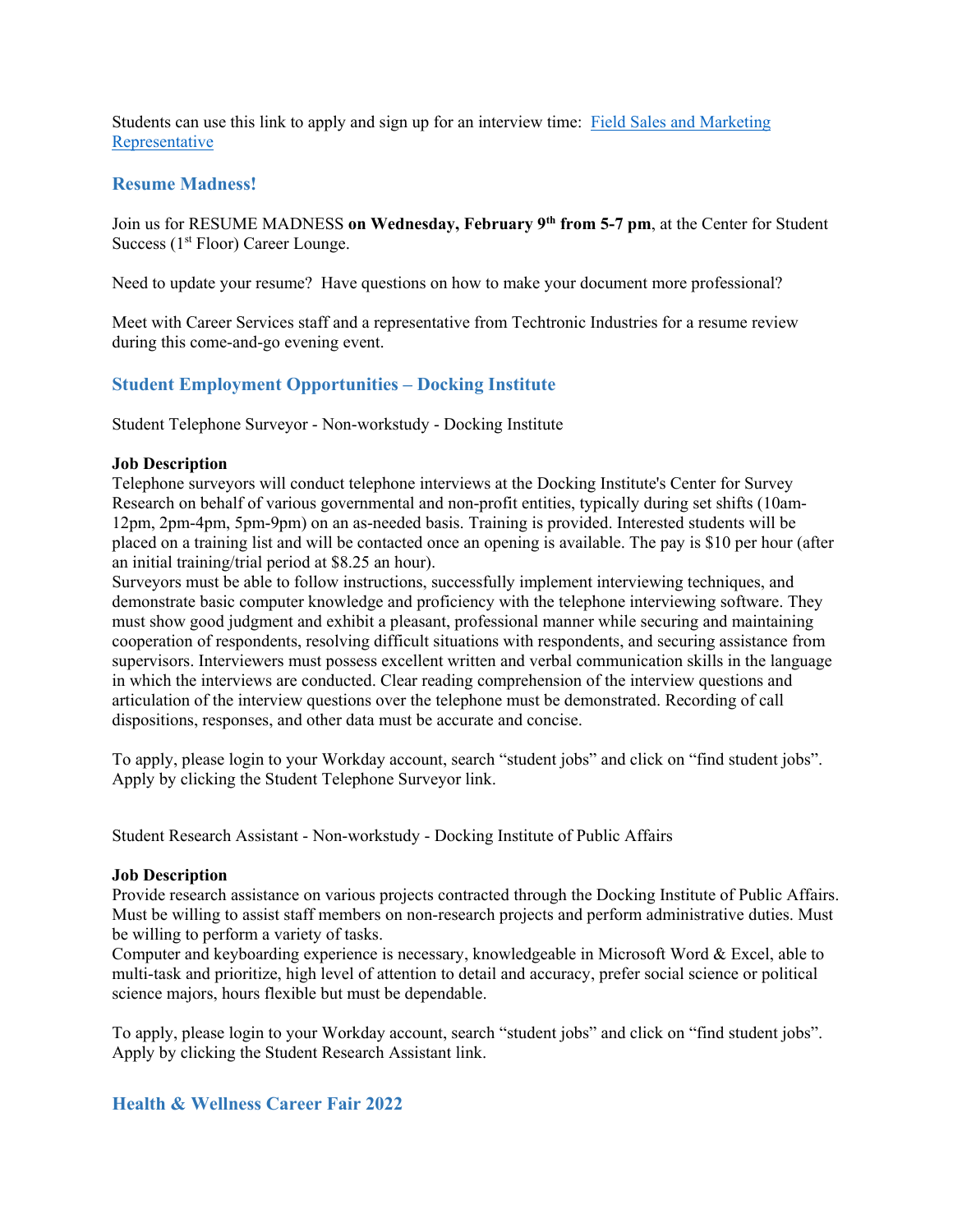Students can use this link to apply and sign up for an interview time: [Field Sales and Marketing Representative]

## Resume Madness!

Join us for RESUME MADNESS **on Wednesday, February 9th from 5-7 pm**, at the Center for Student Success (1st Floor) Career Lounge.

Need to update your resume? Have questions on how to make your document more professional?

Meet with Career Services staff and a representative from Techtronic Industries for a resume review during this come-and-go evening event.

## Student Employment Opportunities – Docking Institute

Student Telephone Surveyor - Non-workstudy - Docking Institute

**Job Description**
Telephone surveyors will conduct telephone interviews at the Docking Institute's Center for Survey Research on behalf of various governmental and non-profit entities, typically during set shifts (10am-12pm, 2pm-4pm, 5pm-9pm) on an as-needed basis. Training is provided. Interested students will be placed on a training list and will be contacted once an opening is available. The pay is $10 per hour (after an initial training/trial period at $8.25 an hour).
Surveyors must be able to follow instructions, successfully implement interviewing techniques, and demonstrate basic computer knowledge and proficiency with the telephone interviewing software. They must show good judgment and exhibit a pleasant, professional manner while securing and maintaining cooperation of respondents, resolving difficult situations with respondents, and securing assistance from supervisors. Interviewers must possess excellent written and verbal communication skills in the language in which the interviews are conducted. Clear reading comprehension of the interview questions and articulation of the interview questions over the telephone must be demonstrated. Recording of call dispositions, responses, and other data must be accurate and concise.

To apply, please login to your Workday account, search "student jobs" and click on "find student jobs". Apply by clicking the Student Telephone Surveyor link.

Student Research Assistant - Non-workstudy - Docking Institute of Public Affairs

**Job Description**
Provide research assistance on various projects contracted through the Docking Institute of Public Affairs. Must be willing to assist staff members on non-research projects and perform administrative duties. Must be willing to perform a variety of tasks.
Computer and keyboarding experience is necessary, knowledgeable in Microsoft Word & Excel, able to multi-task and prioritize, high level of attention to detail and accuracy, prefer social science or political science majors, hours flexible but must be dependable.

To apply, please login to your Workday account, search "student jobs" and click on "find student jobs". Apply by clicking the Student Research Assistant link.

## Health & Wellness Career Fair 2022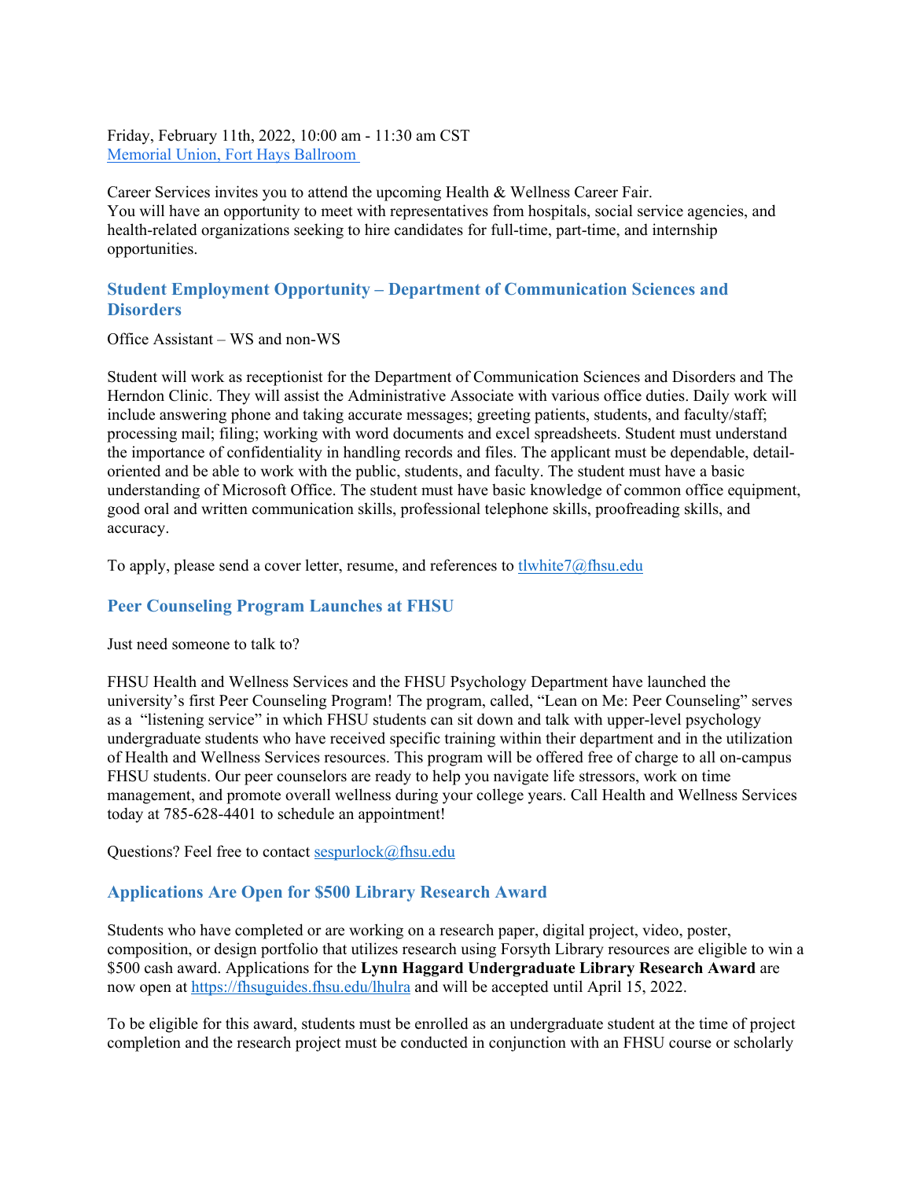Friday, February 11th, 2022, 10:00 am - 11:30 am CST
[Memorial Union, Fort Hays Ballroom](#)

Career Services invites you to attend the upcoming Health & Wellness Career Fair.
You will have an opportunity to meet with representatives from hospitals, social service agencies, and health-related organizations seeking to hire candidates for full-time, part-time, and internship opportunities.

### Student Employment Opportunity – Department of Communication Sciences and Disorders

Office Assistant – WS and non-WS

Student will work as receptionist for the Department of Communication Sciences and Disorders and The Herndon Clinic. They will assist the Administrative Associate with various office duties. Daily work will include answering phone and taking accurate messages; greeting patients, students, and faculty/staff; processing mail; filing; working with word documents and excel spreadsheets. Student must understand the importance of confidentiality in handling records and files. The applicant must be dependable, detail-oriented and be able to work with the public, students, and faculty. The student must have a basic understanding of Microsoft Office. The student must have basic knowledge of common office equipment, good oral and written communication skills, professional telephone skills, proofreading skills, and accuracy.

To apply, please send a cover letter, resume, and references to tlwhite7@fhsu.edu

### Peer Counseling Program Launches at FHSU

Just need someone to talk to?

FHSU Health and Wellness Services and the FHSU Psychology Department have launched the university's first Peer Counseling Program! The program, called, "Lean on Me: Peer Counseling" serves as a "listening service" in which FHSU students can sit down and talk with upper-level psychology undergraduate students who have received specific training within their department and in the utilization of Health and Wellness Services resources. This program will be offered free of charge to all on-campus FHSU students. Our peer counselors are ready to help you navigate life stressors, work on time management, and promote overall wellness during your college years. Call Health and Wellness Services today at 785-628-4401 to schedule an appointment!

Questions? Feel free to contact sespurlock@fhsu.edu

### Applications Are Open for $500 Library Research Award

Students who have completed or are working on a research paper, digital project, video, poster, composition, or design portfolio that utilizes research using Forsyth Library resources are eligible to win a $500 cash award. Applications for the **Lynn Haggard Undergraduate Library Research Award** are now open at https://fhsuguides.fhsu.edu/lhulra and will be accepted until April 15, 2022.

To be eligible for this award, students must be enrolled as an undergraduate student at the time of project completion and the research project must be conducted in conjunction with an FHSU course or scholarly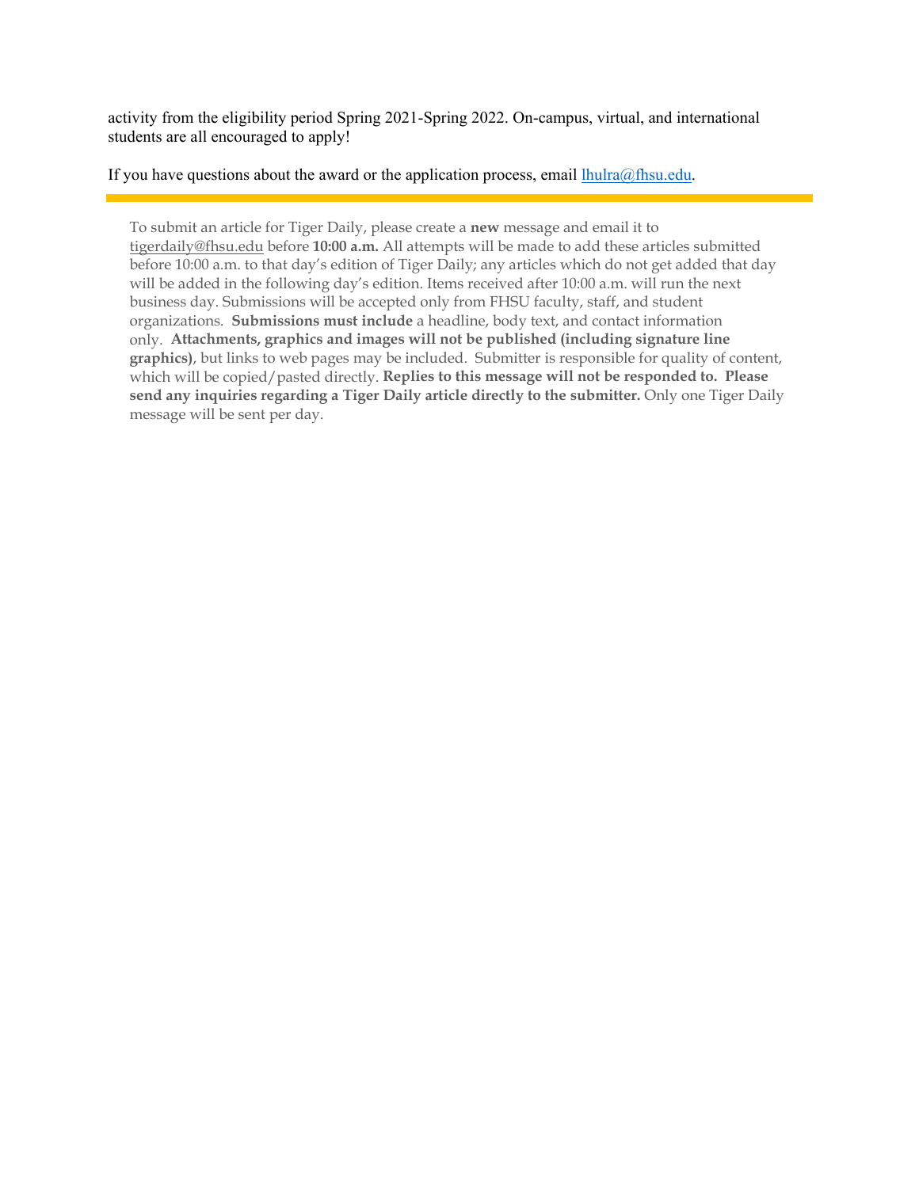activity from the eligibility period Spring 2021-Spring 2022. On-campus, virtual, and international students are all encouraged to apply!

If you have questions about the award or the application process, email lhulra@fhsu.edu.

---

To submit an article for Tiger Daily, please create a **new** message and email it to tigerdaily@fhsu.edu before **10:00 a.m.** All attempts will be made to add these articles submitted before 10:00 a.m. to that day's edition of Tiger Daily; any articles which do not get added that day will be added in the following day's edition. Items received after 10:00 a.m. will run the next business day. Submissions will be accepted only from FHSU faculty, staff, and student organizations. **Submissions must include** a headline, body text, and contact information only. **Attachments, graphics and images will not be published (including signature line graphics)**, but links to web pages may be included. Submitter is responsible for quality of content, which will be copied/pasted directly. **Replies to this message will not be responded to. Please send any inquiries regarding a Tiger Daily article directly to the submitter.** Only one Tiger Daily message will be sent per day.